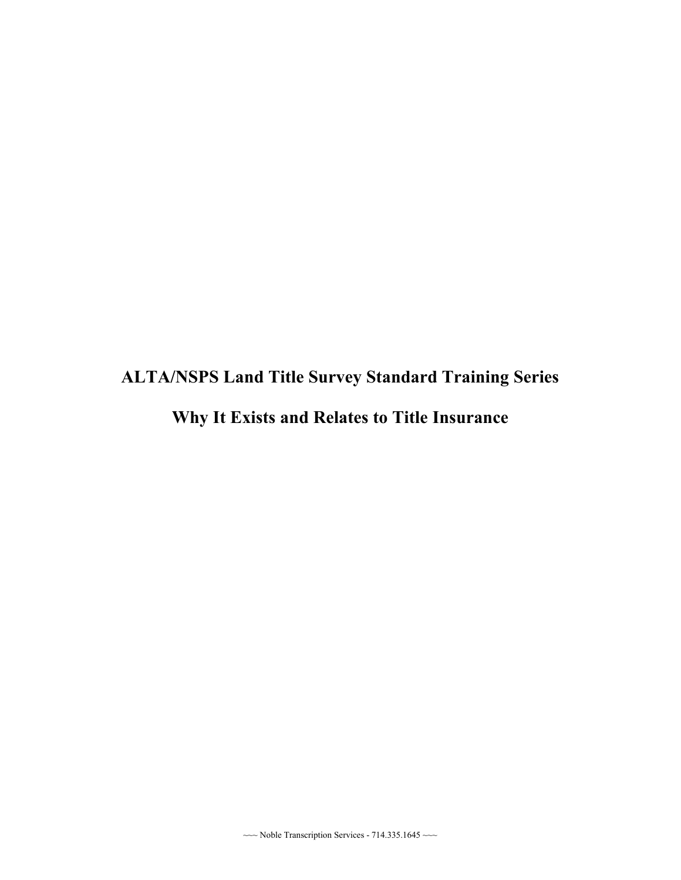# ALTA/NSPS Land Title Survey Standard Training Series

# Why It Exists and Relates to Title Insurance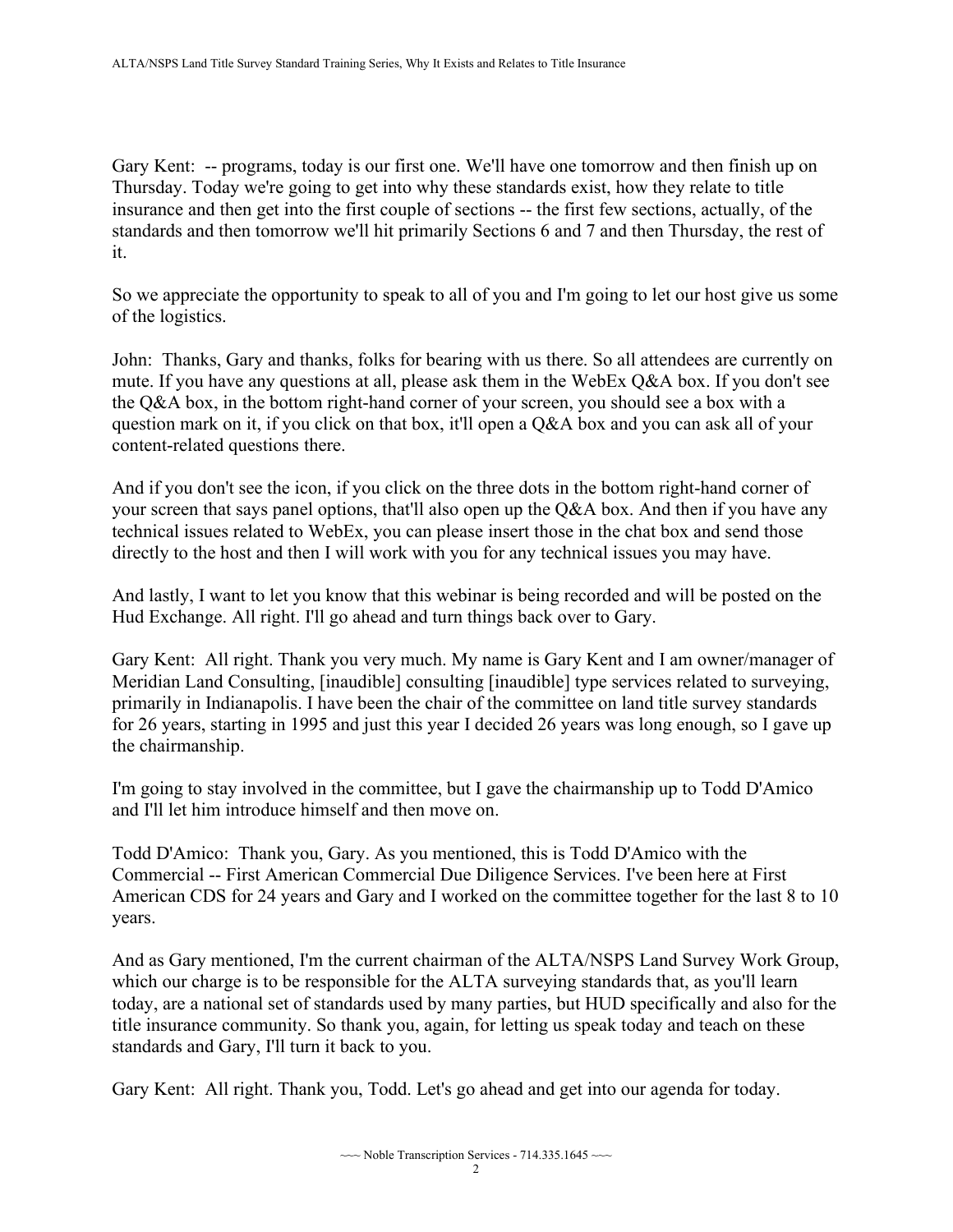Gary Kent: -- programs, today is our first one. We'll have one tomorrow and then finish up on Thursday. Today we're going to get into why these standards exist, how they relate to title insurance and then get into the first couple of sections -- the first few sections, actually, of the standards and then tomorrow we'll hit primarily Sections 6 and 7 and then Thursday, the rest of it.

So we appreciate the opportunity to speak to all of you and I'm going to let our host give us some of the logistics.

John: Thanks, Gary and thanks, folks for bearing with us there. So all attendees are currently on mute. If you have any questions at all, please ask them in the WebEx Q&A box. If you don't see the Q&A box, in the bottom right-hand corner of your screen, you should see a box with a question mark on it, if you click on that box, it'll open a Q&A box and you can ask all of your content-related questions there.

And if you don't see the icon, if you click on the three dots in the bottom right-hand corner of your screen that says panel options, that'll also open up the Q&A box. And then if you have any technical issues related to WebEx, you can please insert those in the chat box and send those directly to the host and then I will work with you for any technical issues you may have.

And lastly, I want to let you know that this webinar is being recorded and will be posted on the Hud Exchange. All right. I'll go ahead and turn things back over to Gary.

Gary Kent: All right. Thank you very much. My name is Gary Kent and I am owner/manager of Meridian Land Consulting, [inaudible] consulting [inaudible] type services related to surveying, primarily in Indianapolis. I have been the chair of the committee on land title survey standards for 26 years, starting in 1995 and just this year I decided 26 years was long enough, so I gave up the chairmanship.

I'm going to stay involved in the committee, but I gave the chairmanship up to Todd D'Amico and I'll let him introduce himself and then move on.

Todd D'Amico: Thank you, Gary. As you mentioned, this is Todd D'Amico with the Commercial -- First American Commercial Due Diligence Services. I've been here at First American CDS for 24 years and Gary and I worked on the committee together for the last 8 to 10 years.

And as Gary mentioned, I'm the current chairman of the ALTA/NSPS Land Survey Work Group, which our charge is to be responsible for the ALTA surveying standards that, as you'll learn today, are a national set of standards used by many parties, but HUD specifically and also for the title insurance community. So thank you, again, for letting us speak today and teach on these standards and Gary, I'll turn it back to you.

Gary Kent: All right. Thank you, Todd. Let's go ahead and get into our agenda for today.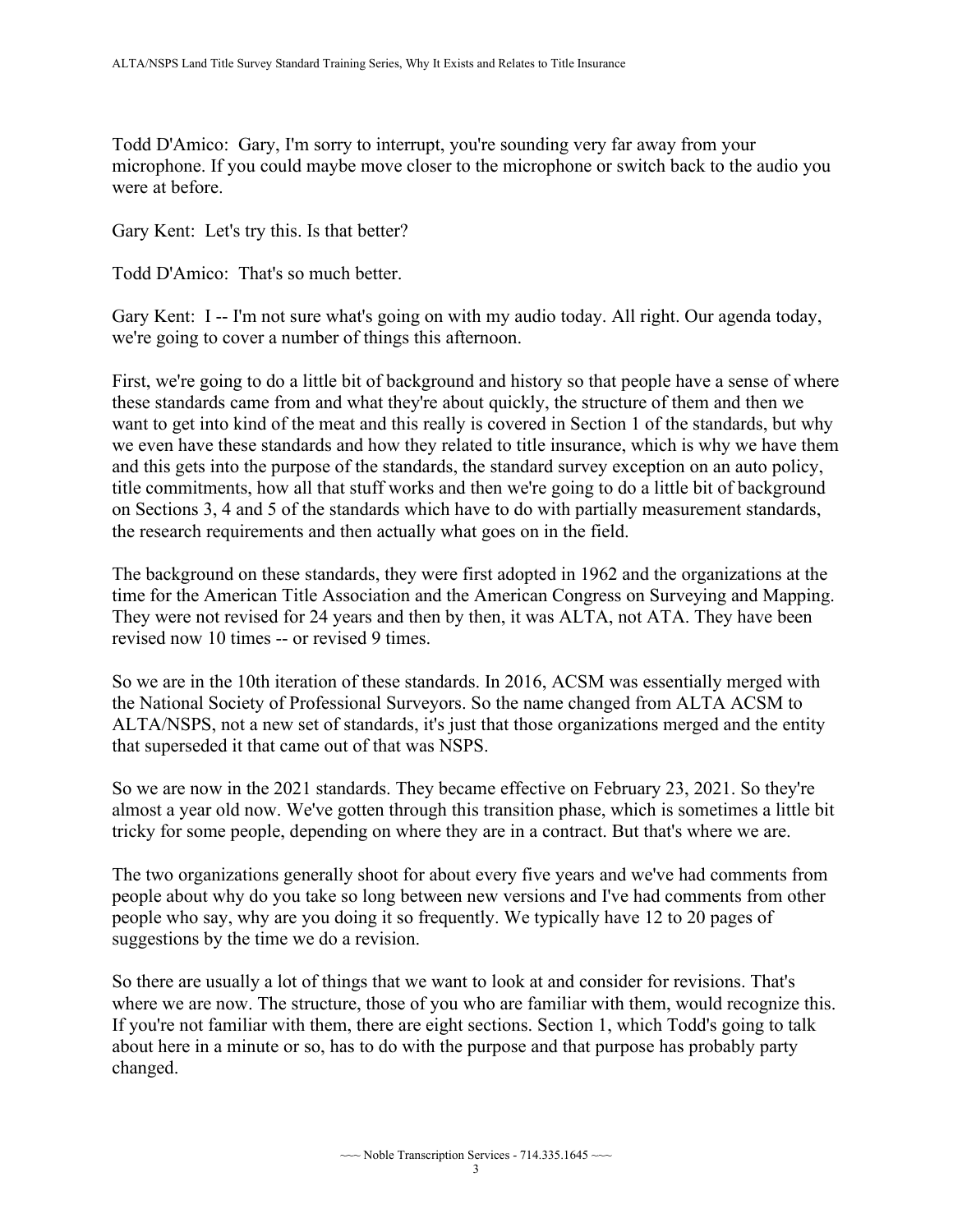Todd D'Amico: Gary, I'm sorry to interrupt, you're sounding very far away from your microphone. If you could maybe move closer to the microphone or switch back to the audio you were at before.

Gary Kent: Let's try this. Is that better?

Todd D'Amico: That's so much better.

Gary Kent: I -- I'm not sure what's going on with my audio today. All right. Our agenda today, we're going to cover a number of things this afternoon.

First, we're going to do a little bit of background and history so that people have a sense of where these standards came from and what they're about quickly, the structure of them and then we want to get into kind of the meat and this really is covered in Section 1 of the standards, but why we even have these standards and how they related to title insurance, which is why we have them and this gets into the purpose of the standards, the standard survey exception on an auto policy, title commitments, how all that stuff works and then we're going to do a little bit of background on Sections 3, 4 and 5 of the standards which have to do with partially measurement standards, the research requirements and then actually what goes on in the field.

The background on these standards, they were first adopted in 1962 and the organizations at the time for the American Title Association and the American Congress on Surveying and Mapping. They were not revised for 24 years and then by then, it was ALTA, not ATA. They have been revised now 10 times -- or revised 9 times.

So we are in the 10th iteration of these standards. In 2016, ACSM was essentially merged with the National Society of Professional Surveyors. So the name changed from ALTA ACSM to ALTA/NSPS, not a new set of standards, it's just that those organizations merged and the entity that superseded it that came out of that was NSPS.

So we are now in the 2021 standards. They became effective on February 23, 2021. So they're almost a year old now. We've gotten through this transition phase, which is sometimes a little bit tricky for some people, depending on where they are in a contract. But that's where we are.

The two organizations generally shoot for about every five years and we've had comments from people about why do you take so long between new versions and I've had comments from other people who say, why are you doing it so frequently. We typically have 12 to 20 pages of suggestions by the time we do a revision.

So there are usually a lot of things that we want to look at and consider for revisions. That's where we are now. The structure, those of you who are familiar with them, would recognize this. If you're not familiar with them, there are eight sections. Section 1, which Todd's going to talk about here in a minute or so, has to do with the purpose and that purpose has probably party changed.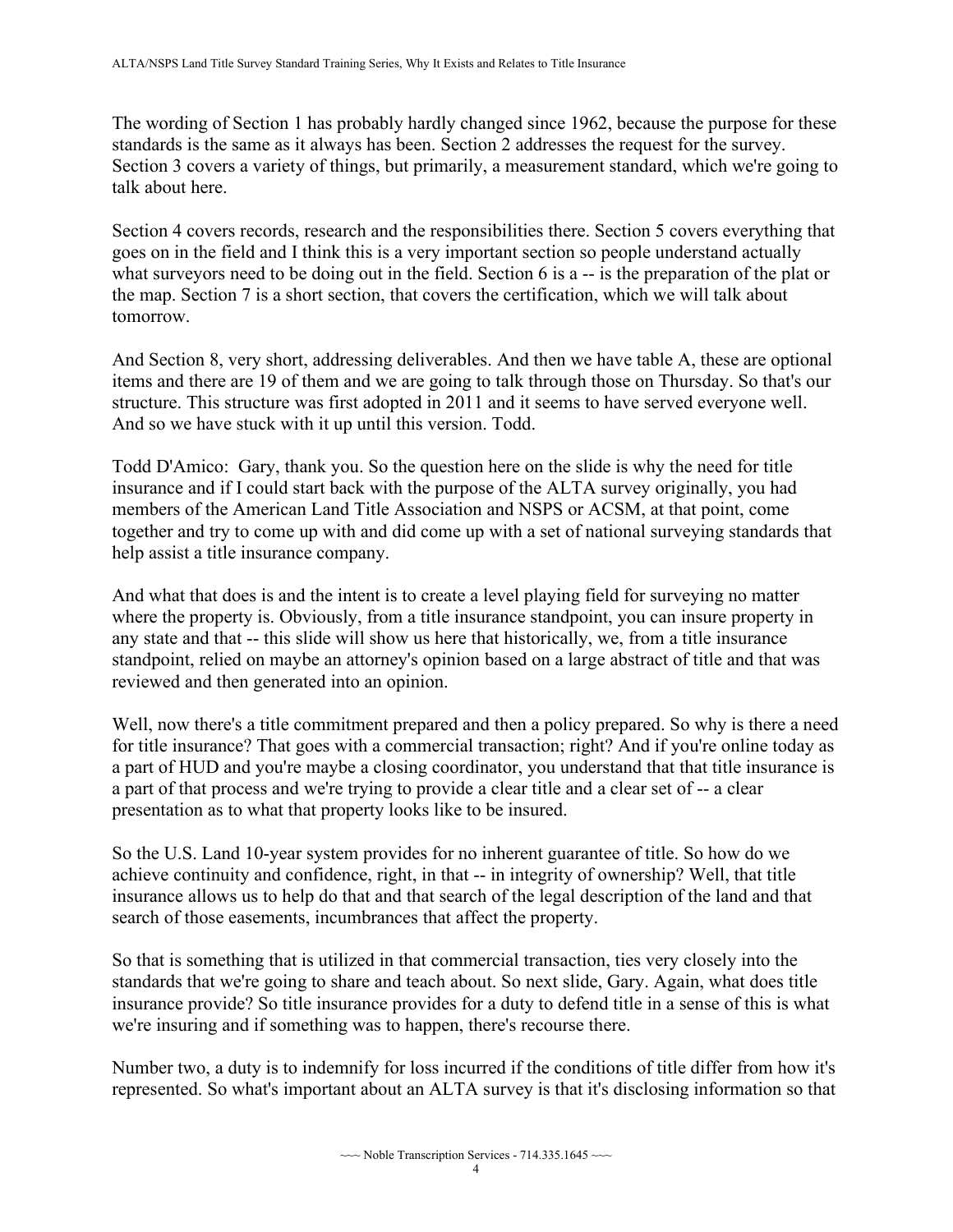The wording of Section 1 has probably hardly changed since 1962, because the purpose for these standards is the same as it always has been. Section 2 addresses the request for the survey. Section 3 covers a variety of things, but primarily, a measurement standard, which we're going to talk about here.

Section 4 covers records, research and the responsibilities there. Section 5 covers everything that goes on in the field and I think this is a very important section so people understand actually what surveyors need to be doing out in the field. Section 6 is a -- is the preparation of the plat or the map. Section 7 is a short section, that covers the certification, which we will talk about tomorrow.

And Section 8, very short, addressing deliverables. And then we have table A, these are optional items and there are 19 of them and we are going to talk through those on Thursday. So that's our structure. This structure was first adopted in 2011 and it seems to have served everyone well. And so we have stuck with it up until this version. Todd.

Todd D'Amico: Gary, thank you. So the question here on the slide is why the need for title insurance and if I could start back with the purpose of the ALTA survey originally, you had members of the American Land Title Association and NSPS or ACSM, at that point, come together and try to come up with and did come up with a set of national surveying standards that help assist a title insurance company.

And what that does is and the intent is to create a level playing field for surveying no matter where the property is. Obviously, from a title insurance standpoint, you can insure property in any state and that -- this slide will show us here that historically, we, from a title insurance standpoint, relied on maybe an attorney's opinion based on a large abstract of title and that was reviewed and then generated into an opinion.

Well, now there's a title commitment prepared and then a policy prepared. So why is there a need for title insurance? That goes with a commercial transaction; right? And if you're online today as a part of HUD and you're maybe a closing coordinator, you understand that that title insurance is a part of that process and we're trying to provide a clear title and a clear set of -- a clear presentation as to what that property looks like to be insured.

So the U.S. Land 10-year system provides for no inherent guarantee of title. So how do we achieve continuity and confidence, right, in that -- in integrity of ownership? Well, that title insurance allows us to help do that and that search of the legal description of the land and that search of those easements, incumbrances that affect the property.

So that is something that is utilized in that commercial transaction, ties very closely into the standards that we're going to share and teach about. So next slide, Gary. Again, what does title insurance provide? So title insurance provides for a duty to defend title in a sense of this is what we're insuring and if something was to happen, there's recourse there.

Number two, a duty is to indemnify for loss incurred if the conditions of title differ from how it's represented. So what's important about an ALTA survey is that it's disclosing information so that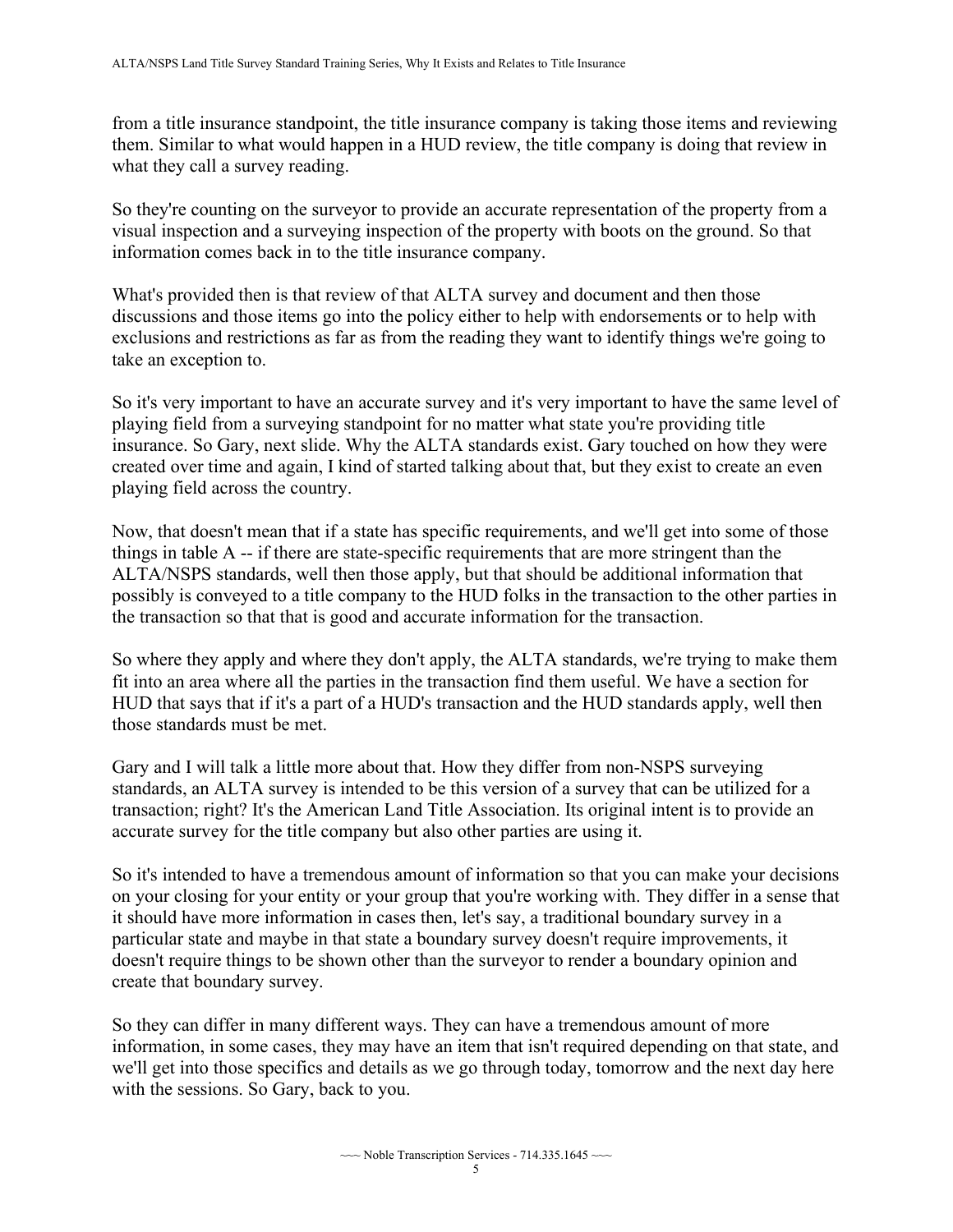from a title insurance standpoint, the title insurance company is taking those items and reviewing them. Similar to what would happen in a HUD review, the title company is doing that review in what they call a survey reading.

So they're counting on the surveyor to provide an accurate representation of the property from a visual inspection and a surveying inspection of the property with boots on the ground. So that information comes back in to the title insurance company.

What's provided then is that review of that ALTA survey and document and then those discussions and those items go into the policy either to help with endorsements or to help with exclusions and restrictions as far as from the reading they want to identify things we're going to take an exception to.

So it's very important to have an accurate survey and it's very important to have the same level of playing field from a surveying standpoint for no matter what state you're providing title insurance. So Gary, next slide. Why the ALTA standards exist. Gary touched on how they were created over time and again, I kind of started talking about that, but they exist to create an even playing field across the country.

Now, that doesn't mean that if a state has specific requirements, and we'll get into some of those things in table A -- if there are state-specific requirements that are more stringent than the ALTA/NSPS standards, well then those apply, but that should be additional information that possibly is conveyed to a title company to the HUD folks in the transaction to the other parties in the transaction so that that is good and accurate information for the transaction.

So where they apply and where they don't apply, the ALTA standards, we're trying to make them fit into an area where all the parties in the transaction find them useful. We have a section for HUD that says that if it's a part of a HUD's transaction and the HUD standards apply, well then those standards must be met.

Gary and I will talk a little more about that. How they differ from non-NSPS surveying standards, an ALTA survey is intended to be this version of a survey that can be utilized for a transaction; right? It's the American Land Title Association. Its original intent is to provide an accurate survey for the title company but also other parties are using it.

So it's intended to have a tremendous amount of information so that you can make your decisions on your closing for your entity or your group that you're working with. They differ in a sense that it should have more information in cases then, let's say, a traditional boundary survey in a particular state and maybe in that state a boundary survey doesn't require improvements, it doesn't require things to be shown other than the surveyor to render a boundary opinion and create that boundary survey.

So they can differ in many different ways. They can have a tremendous amount of more information, in some cases, they may have an item that isn't required depending on that state, and we'll get into those specifics and details as we go through today, tomorrow and the next day here with the sessions. So Gary, back to you.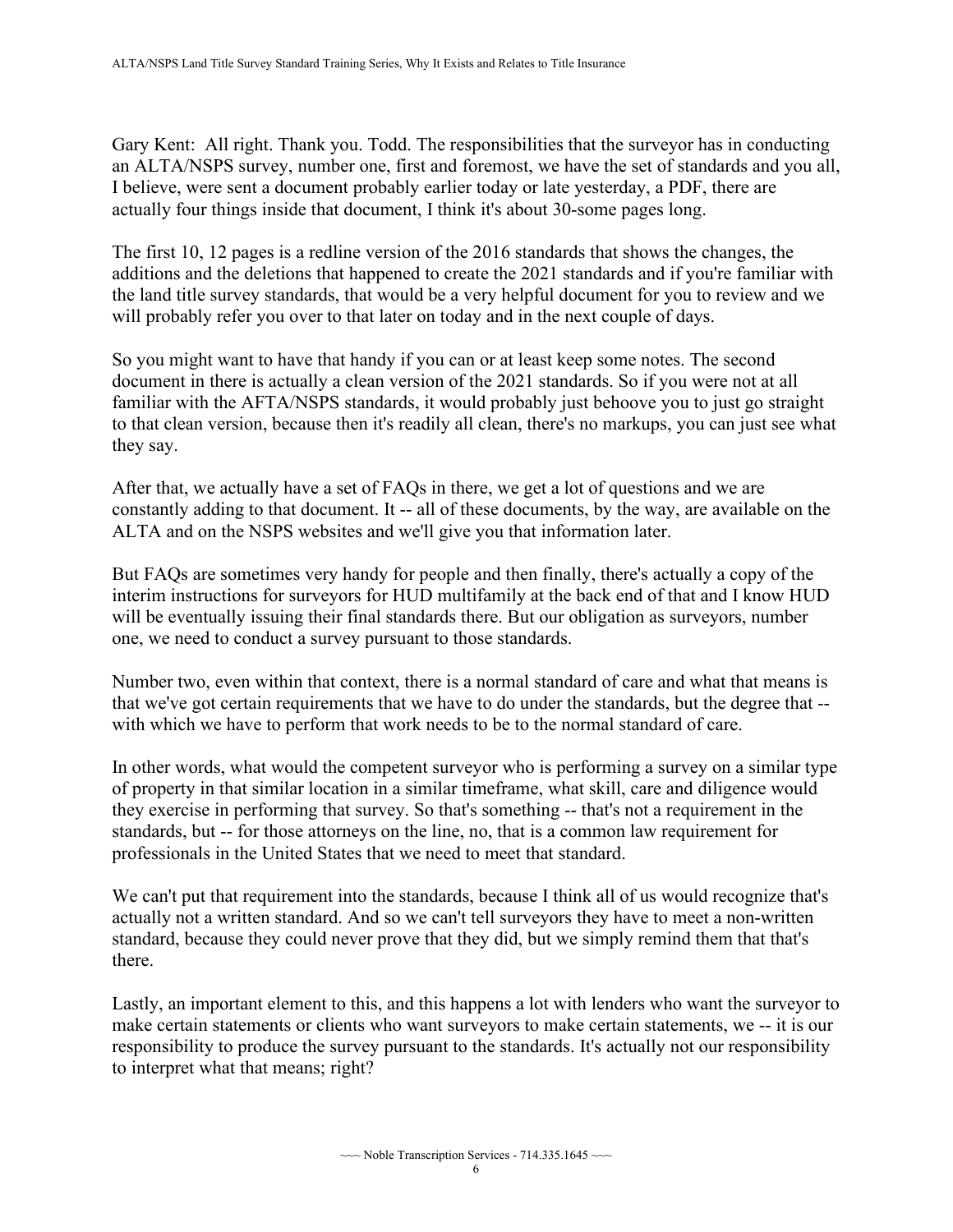Gary Kent: All right. Thank you. Todd. The responsibilities that the surveyor has in conducting an ALTA/NSPS survey, number one, first and foremost, we have the set of standards and you all, I believe, were sent a document probably earlier today or late yesterday, a PDF, there are actually four things inside that document, I think it's about 30-some pages long.

The first 10, 12 pages is a redline version of the 2016 standards that shows the changes, the additions and the deletions that happened to create the 2021 standards and if you're familiar with the land title survey standards, that would be a very helpful document for you to review and we will probably refer you over to that later on today and in the next couple of days.

So you might want to have that handy if you can or at least keep some notes. The second document in there is actually a clean version of the 2021 standards. So if you were not at all familiar with the AFTA/NSPS standards, it would probably just behoove you to just go straight to that clean version, because then it's readily all clean, there's no markups, you can just see what they say.

After that, we actually have a set of FAQs in there, we get a lot of questions and we are constantly adding to that document. It -- all of these documents, by the way, are available on the ALTA and on the NSPS websites and we'll give you that information later.

But FAQs are sometimes very handy for people and then finally, there's actually a copy of the interim instructions for surveyors for HUD multifamily at the back end of that and I know HUD will be eventually issuing their final standards there. But our obligation as surveyors, number one, we need to conduct a survey pursuant to those standards.

Number two, even within that context, there is a normal standard of care and what that means is that we've got certain requirements that we have to do under the standards, but the degree that -- with which we have to perform that work needs to be to the normal standard of care.

In other words, what would the competent surveyor who is performing a survey on a similar type of property in that similar location in a similar timeframe, what skill, care and diligence would they exercise in performing that survey. So that's something -- that's not a requirement in the standards, but -- for those attorneys on the line, no, that is a common law requirement for professionals in the United States that we need to meet that standard.

We can't put that requirement into the standards, because I think all of us would recognize that's actually not a written standard. And so we can't tell surveyors they have to meet a non-written standard, because they could never prove that they did, but we simply remind them that that's there.

Lastly, an important element to this, and this happens a lot with lenders who want the surveyor to make certain statements or clients who want surveyors to make certain statements, we -- it is our responsibility to produce the survey pursuant to the standards. It's actually not our responsibility to interpret what that means; right?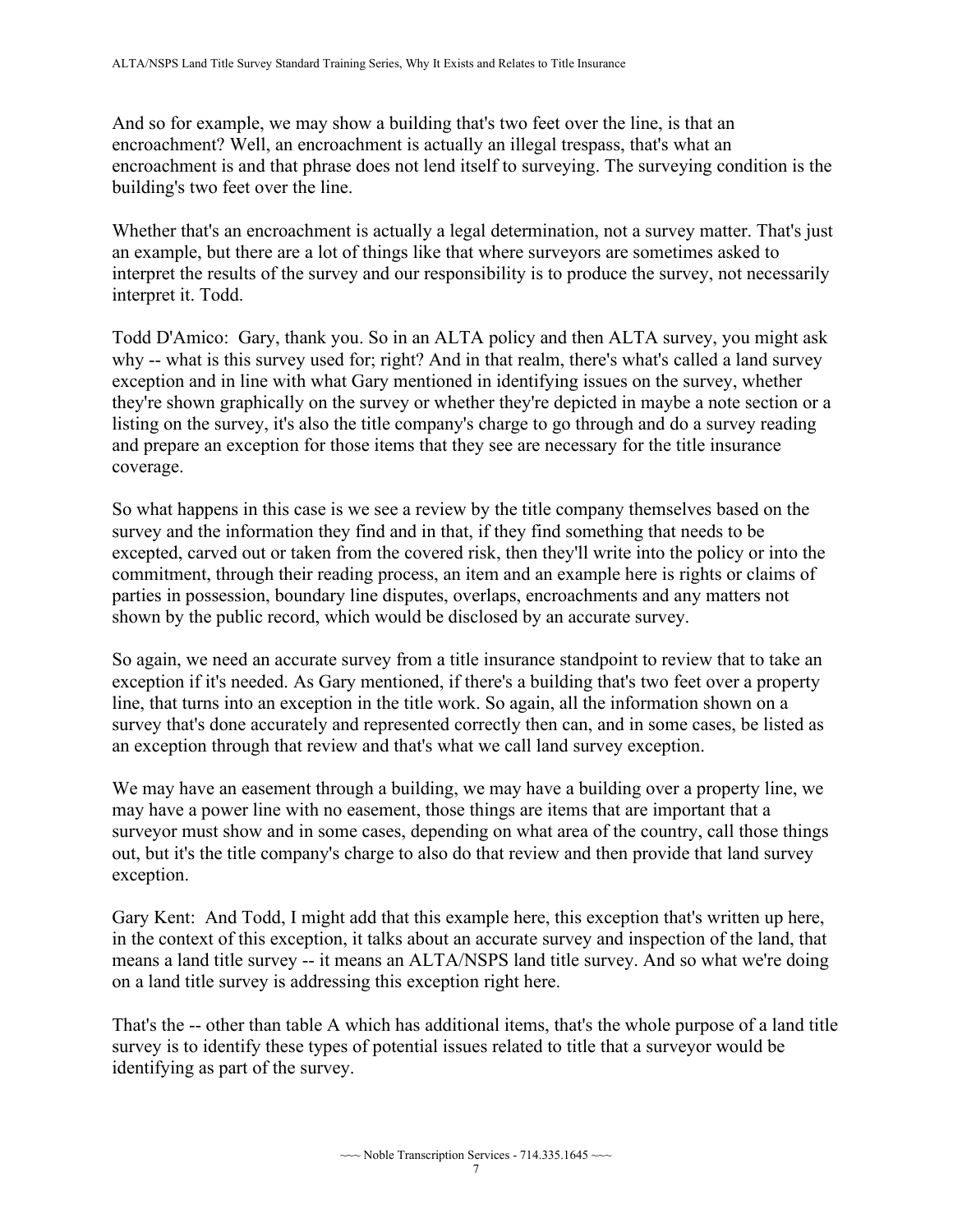And so for example, we may show a building that's two feet over the line, is that an encroachment? Well, an encroachment is actually an illegal trespass, that's what an encroachment is and that phrase does not lend itself to surveying. The surveying condition is the building's two feet over the line.

Whether that's an encroachment is actually a legal determination, not a survey matter. That's just an example, but there are a lot of things like that where surveyors are sometimes asked to interpret the results of the survey and our responsibility is to produce the survey, not necessarily interpret it. Todd.

Todd D'Amico: Gary, thank you. So in an ALTA policy and then ALTA survey, you might ask why -- what is this survey used for; right? And in that realm, there's what's called a land survey exception and in line with what Gary mentioned in identifying issues on the survey, whether they're shown graphically on the survey or whether they're depicted in maybe a note section or a listing on the survey, it's also the title company's charge to go through and do a survey reading and prepare an exception for those items that they see are necessary for the title insurance coverage.

So what happens in this case is we see a review by the title company themselves based on the survey and the information they find and in that, if they find something that needs to be excepted, carved out or taken from the covered risk, then they'll write into the policy or into the commitment, through their reading process, an item and an example here is rights or claims of parties in possession, boundary line disputes, overlaps, encroachments and any matters not shown by the public record, which would be disclosed by an accurate survey.

So again, we need an accurate survey from a title insurance standpoint to review that to take an exception if it's needed. As Gary mentioned, if there's a building that's two feet over a property line, that turns into an exception in the title work. So again, all the information shown on a survey that's done accurately and represented correctly then can, and in some cases, be listed as an exception through that review and that's what we call land survey exception.

We may have an easement through a building, we may have a building over a property line, we may have a power line with no easement, those things are items that are important that a surveyor must show and in some cases, depending on what area of the country, call those things out, but it's the title company's charge to also do that review and then provide that land survey exception.

Gary Kent: And Todd, I might add that this example here, this exception that's written up here, in the context of this exception, it talks about an accurate survey and inspection of the land, that means a land title survey -- it means an ALTA/NSPS land title survey. And so what we're doing on a land title survey is addressing this exception right here.

That's the -- other than table A which has additional items, that's the whole purpose of a land title survey is to identify these types of potential issues related to title that a surveyor would be identifying as part of the survey.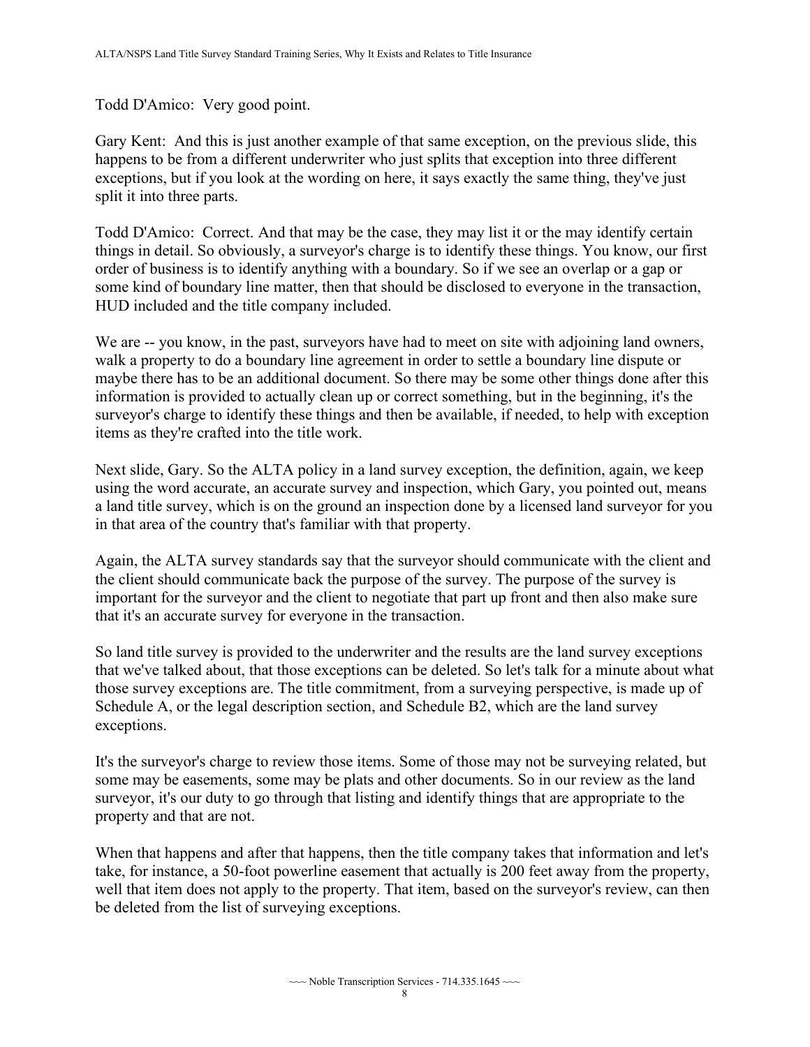Todd D'Amico: Very good point.

Gary Kent: And this is just another example of that same exception, on the previous slide, this happens to be from a different underwriter who just splits that exception into three different exceptions, but if you look at the wording on here, it says exactly the same thing, they've just split it into three parts.

Todd D'Amico: Correct. And that may be the case, they may list it or the may identify certain things in detail. So obviously, a surveyor's charge is to identify these things. You know, our first order of business is to identify anything with a boundary. So if we see an overlap or a gap or some kind of boundary line matter, then that should be disclosed to everyone in the transaction, HUD included and the title company included.

We are -- you know, in the past, surveyors have had to meet on site with adjoining land owners, walk a property to do a boundary line agreement in order to settle a boundary line dispute or maybe there has to be an additional document. So there may be some other things done after this information is provided to actually clean up or correct something, but in the beginning, it's the surveyor's charge to identify these things and then be available, if needed, to help with exception items as they're crafted into the title work.

Next slide, Gary. So the ALTA policy in a land survey exception, the definition, again, we keep using the word accurate, an accurate survey and inspection, which Gary, you pointed out, means a land title survey, which is on the ground an inspection done by a licensed land surveyor for you in that area of the country that's familiar with that property.

Again, the ALTA survey standards say that the surveyor should communicate with the client and the client should communicate back the purpose of the survey. The purpose of the survey is important for the surveyor and the client to negotiate that part up front and then also make sure that it's an accurate survey for everyone in the transaction.

So land title survey is provided to the underwriter and the results are the land survey exceptions that we've talked about, that those exceptions can be deleted. So let's talk for a minute about what those survey exceptions are. The title commitment, from a surveying perspective, is made up of Schedule A, or the legal description section, and Schedule B2, which are the land survey exceptions.

It's the surveyor's charge to review those items. Some of those may not be surveying related, but some may be easements, some may be plats and other documents. So in our review as the land surveyor, it's our duty to go through that listing and identify things that are appropriate to the property and that are not.

When that happens and after that happens, then the title company takes that information and let's take, for instance, a 50-foot powerline easement that actually is 200 feet away from the property, well that item does not apply to the property. That item, based on the surveyor's review, can then be deleted from the list of surveying exceptions.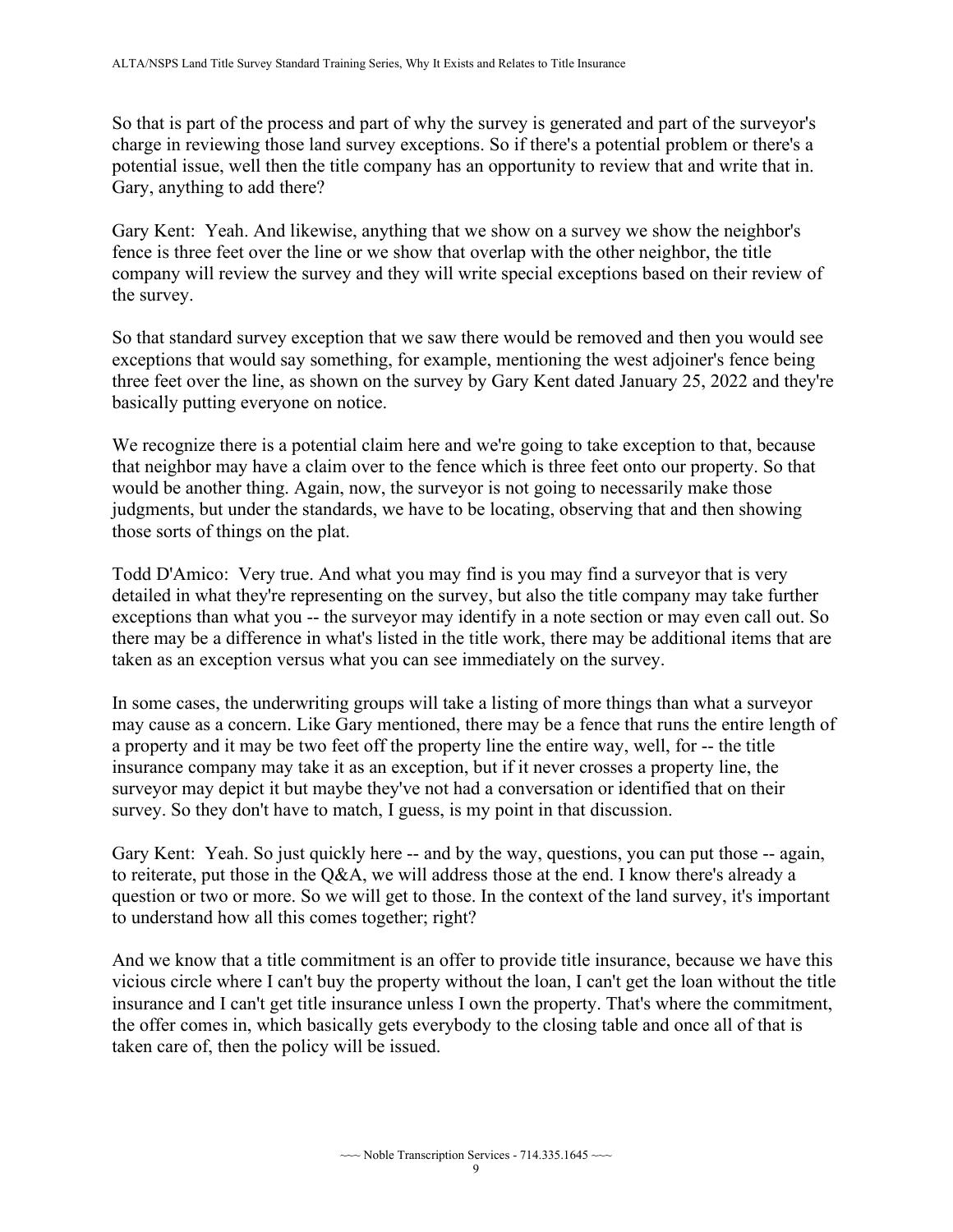So that is part of the process and part of why the survey is generated and part of the surveyor's charge in reviewing those land survey exceptions. So if there's a potential problem or there's a potential issue, well then the title company has an opportunity to review that and write that in. Gary, anything to add there?

Gary Kent: Yeah. And likewise, anything that we show on a survey we show the neighbor's fence is three feet over the line or we show that overlap with the other neighbor, the title company will review the survey and they will write special exceptions based on their review of the survey.

So that standard survey exception that we saw there would be removed and then you would see exceptions that would say something, for example, mentioning the west adjoiner's fence being three feet over the line, as shown on the survey by Gary Kent dated January 25, 2022 and they're basically putting everyone on notice.

We recognize there is a potential claim here and we're going to take exception to that, because that neighbor may have a claim over to the fence which is three feet onto our property. So that would be another thing. Again, now, the surveyor is not going to necessarily make those judgments, but under the standards, we have to be locating, observing that and then showing those sorts of things on the plat.

Todd D'Amico: Very true. And what you may find is you may find a surveyor that is very detailed in what they're representing on the survey, but also the title company may take further exceptions than what you -- the surveyor may identify in a note section or may even call out. So there may be a difference in what's listed in the title work, there may be additional items that are taken as an exception versus what you can see immediately on the survey.

In some cases, the underwriting groups will take a listing of more things than what a surveyor may cause as a concern. Like Gary mentioned, there may be a fence that runs the entire length of a property and it may be two feet off the property line the entire way, well, for -- the title insurance company may take it as an exception, but if it never crosses a property line, the surveyor may depict it but maybe they've not had a conversation or identified that on their survey. So they don't have to match, I guess, is my point in that discussion.

Gary Kent: Yeah. So just quickly here -- and by the way, questions, you can put those -- again, to reiterate, put those in the Q&A, we will address those at the end. I know there's already a question or two or more. So we will get to those. In the context of the land survey, it's important to understand how all this comes together; right?

And we know that a title commitment is an offer to provide title insurance, because we have this vicious circle where I can't buy the property without the loan, I can't get the loan without the title insurance and I can't get title insurance unless I own the property. That's where the commitment, the offer comes in, which basically gets everybody to the closing table and once all of that is taken care of, then the policy will be issued.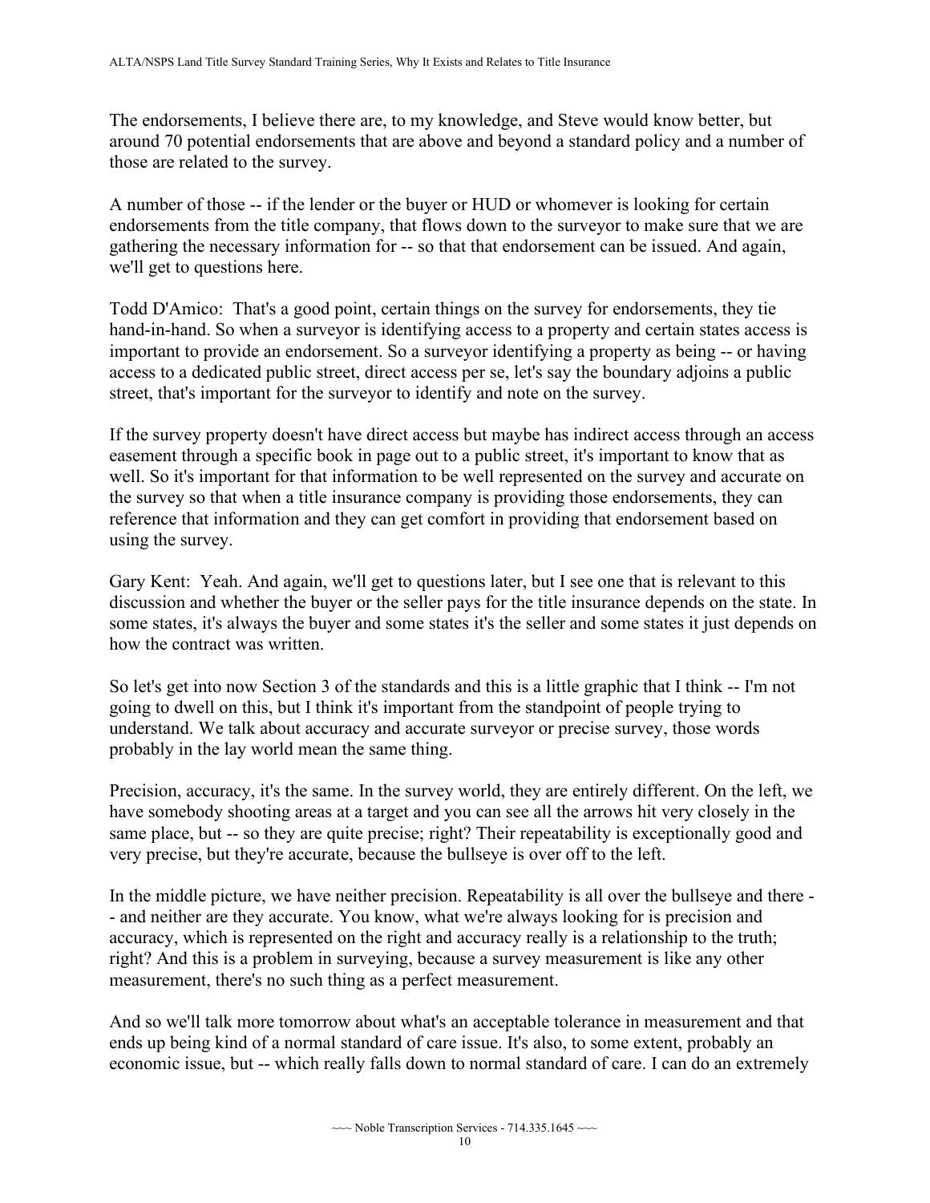The endorsements, I believe there are, to my knowledge, and Steve would know better, but around 70 potential endorsements that are above and beyond a standard policy and a number of those are related to the survey.

A number of those -- if the lender or the buyer or HUD or whomever is looking for certain endorsements from the title company, that flows down to the surveyor to make sure that we are gathering the necessary information for -- so that that endorsement can be issued. And again, we'll get to questions here.

Todd D'Amico: That's a good point, certain things on the survey for endorsements, they tie hand-in-hand. So when a surveyor is identifying access to a property and certain states access is important to provide an endorsement. So a surveyor identifying a property as being -- or having access to a dedicated public street, direct access per se, let's say the boundary adjoins a public street, that's important for the surveyor to identify and note on the survey.

If the survey property doesn't have direct access but maybe has indirect access through an access easement through a specific book in page out to a public street, it's important to know that as well. So it's important for that information to be well represented on the survey and accurate on the survey so that when a title insurance company is providing those endorsements, they can reference that information and they can get comfort in providing that endorsement based on using the survey.

Gary Kent: Yeah. And again, we'll get to questions later, but I see one that is relevant to this discussion and whether the buyer or the seller pays for the title insurance depends on the state. In some states, it's always the buyer and some states it's the seller and some states it just depends on how the contract was written.

So let's get into now Section 3 of the standards and this is a little graphic that I think -- I'm not going to dwell on this, but I think it's important from the standpoint of people trying to understand. We talk about accuracy and accurate surveyor or precise survey, those words probably in the lay world mean the same thing.

Precision, accuracy, it's the same. In the survey world, they are entirely different. On the left, we have somebody shooting areas at a target and you can see all the arrows hit very closely in the same place, but -- so they are quite precise; right? Their repeatability is exceptionally good and very precise, but they're accurate, because the bullseye is over off to the left.

In the middle picture, we have neither precision. Repeatability is all over the bullseye and there -- and neither are they accurate. You know, what we're always looking for is precision and accuracy, which is represented on the right and accuracy really is a relationship to the truth; right? And this is a problem in surveying, because a survey measurement is like any other measurement, there's no such thing as a perfect measurement.

And so we'll talk more tomorrow about what's an acceptable tolerance in measurement and that ends up being kind of a normal standard of care issue. It's also, to some extent, probably an economic issue, but -- which really falls down to normal standard of care. I can do an extremely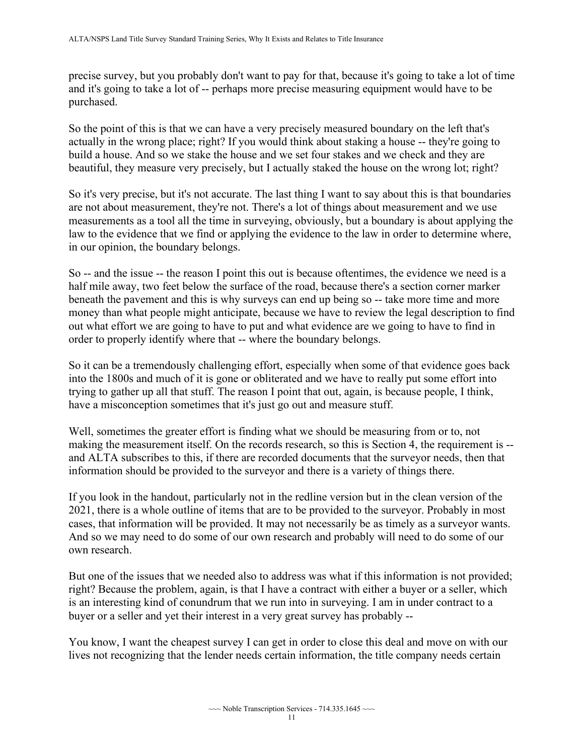precise survey, but you probably don't want to pay for that, because it's going to take a lot of time and it's going to take a lot of -- perhaps more precise measuring equipment would have to be purchased.

So the point of this is that we can have a very precisely measured boundary on the left that's actually in the wrong place; right? If you would think about staking a house -- they're going to build a house. And so we stake the house and we set four stakes and we check and they are beautiful, they measure very precisely, but I actually staked the house on the wrong lot; right?

So it's very precise, but it's not accurate. The last thing I want to say about this is that boundaries are not about measurement, they're not. There's a lot of things about measurement and we use measurements as a tool all the time in surveying, obviously, but a boundary is about applying the law to the evidence that we find or applying the evidence to the law in order to determine where, in our opinion, the boundary belongs.

So -- and the issue -- the reason I point this out is because oftentimes, the evidence we need is a half mile away, two feet below the surface of the road, because there's a section corner marker beneath the pavement and this is why surveys can end up being so -- take more time and more money than what people might anticipate, because we have to review the legal description to find out what effort we are going to have to put and what evidence are we going to have to find in order to properly identify where that -- where the boundary belongs.

So it can be a tremendously challenging effort, especially when some of that evidence goes back into the 1800s and much of it is gone or obliterated and we have to really put some effort into trying to gather up all that stuff. The reason I point that out, again, is because people, I think, have a misconception sometimes that it's just go out and measure stuff.

Well, sometimes the greater effort is finding what we should be measuring from or to, not making the measurement itself. On the records research, so this is Section 4, the requirement is -- and ALTA subscribes to this, if there are recorded documents that the surveyor needs, then that information should be provided to the surveyor and there is a variety of things there.

If you look in the handout, particularly not in the redline version but in the clean version of the 2021, there is a whole outline of items that are to be provided to the surveyor. Probably in most cases, that information will be provided. It may not necessarily be as timely as a surveyor wants. And so we may need to do some of our own research and probably will need to do some of our own research.

But one of the issues that we needed also to address was what if this information is not provided; right? Because the problem, again, is that I have a contract with either a buyer or a seller, which is an interesting kind of conundrum that we run into in surveying. I am in under contract to a buyer or a seller and yet their interest in a very great survey has probably --

You know, I want the cheapest survey I can get in order to close this deal and move on with our lives not recognizing that the lender needs certain information, the title company needs certain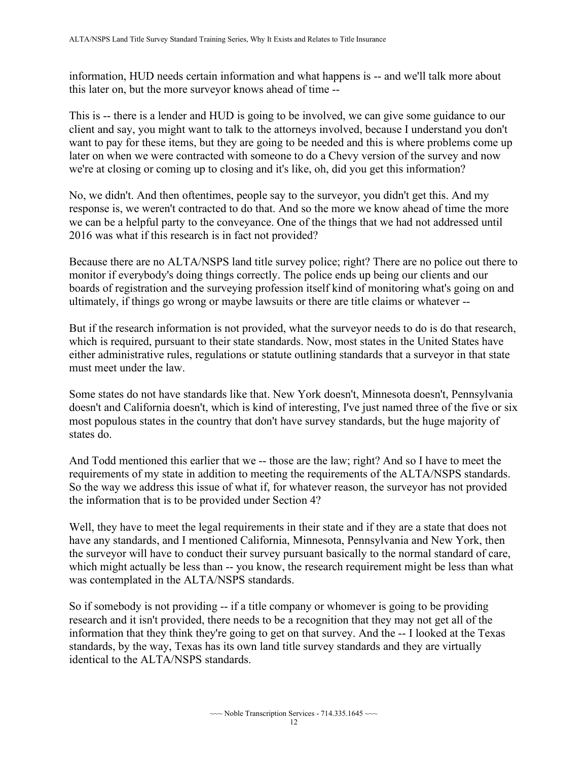information, HUD needs certain information and what happens is -- and we'll talk more about this later on, but the more surveyor knows ahead of time --

This is -- there is a lender and HUD is going to be involved, we can give some guidance to our client and say, you might want to talk to the attorneys involved, because I understand you don't want to pay for these items, but they are going to be needed and this is where problems come up later on when we were contracted with someone to do a Chevy version of the survey and now we're at closing or coming up to closing and it's like, oh, did you get this information?

No, we didn't. And then oftentimes, people say to the surveyor, you didn't get this. And my response is, we weren't contracted to do that. And so the more we know ahead of time the more we can be a helpful party to the conveyance. One of the things that we had not addressed until 2016 was what if this research is in fact not provided?

Because there are no ALTA/NSPS land title survey police; right? There are no police out there to monitor if everybody's doing things correctly. The police ends up being our clients and our boards of registration and the surveying profession itself kind of monitoring what's going on and ultimately, if things go wrong or maybe lawsuits or there are title claims or whatever --

But if the research information is not provided, what the surveyor needs to do is do that research, which is required, pursuant to their state standards. Now, most states in the United States have either administrative rules, regulations or statute outlining standards that a surveyor in that state must meet under the law.

Some states do not have standards like that. New York doesn't, Minnesota doesn't, Pennsylvania doesn't and California doesn't, which is kind of interesting, I've just named three of the five or six most populous states in the country that don't have survey standards, but the huge majority of states do.

And Todd mentioned this earlier that we -- those are the law; right? And so I have to meet the requirements of my state in addition to meeting the requirements of the ALTA/NSPS standards. So the way we address this issue of what if, for whatever reason, the surveyor has not provided the information that is to be provided under Section 4?

Well, they have to meet the legal requirements in their state and if they are a state that does not have any standards, and I mentioned California, Minnesota, Pennsylvania and New York, then the surveyor will have to conduct their survey pursuant basically to the normal standard of care, which might actually be less than -- you know, the research requirement might be less than what was contemplated in the ALTA/NSPS standards.

So if somebody is not providing -- if a title company or whomever is going to be providing research and it isn't provided, there needs to be a recognition that they may not get all of the information that they think they're going to get on that survey. And the -- I looked at the Texas standards, by the way, Texas has its own land title survey standards and they are virtually identical to the ALTA/NSPS standards.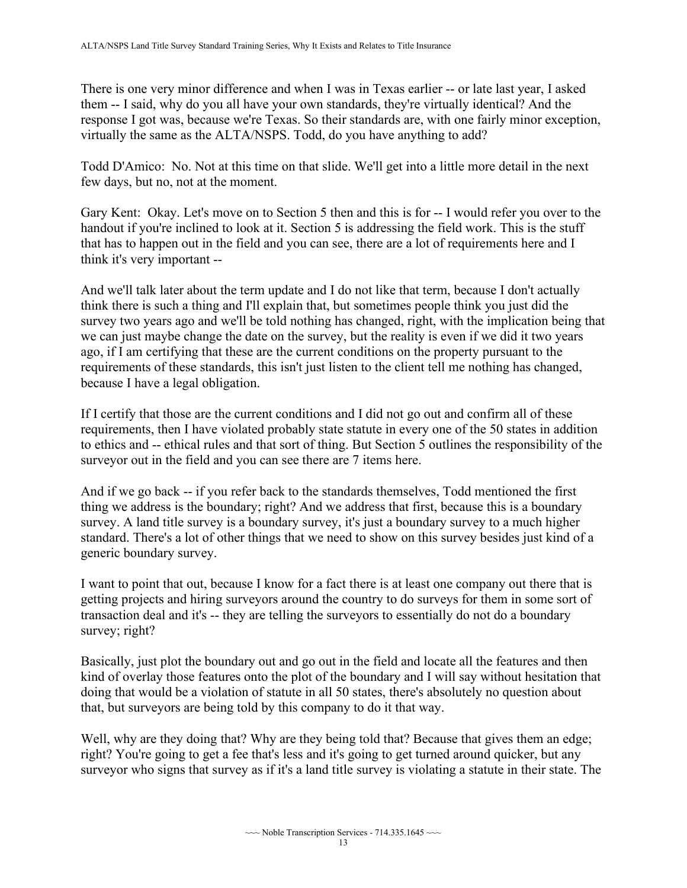There is one very minor difference and when I was in Texas earlier -- or late last year, I asked them -- I said, why do you all have your own standards, they're virtually identical? And the response I got was, because we're Texas. So their standards are, with one fairly minor exception, virtually the same as the ALTA/NSPS. Todd, do you have anything to add?

Todd D'Amico: No. Not at this time on that slide. We'll get into a little more detail in the next few days, but no, not at the moment.

Gary Kent: Okay. Let's move on to Section 5 then and this is for -- I would refer you over to the handout if you're inclined to look at it. Section 5 is addressing the field work. This is the stuff that has to happen out in the field and you can see, there are a lot of requirements here and I think it's very important --

And we'll talk later about the term update and I do not like that term, because I don't actually think there is such a thing and I'll explain that, but sometimes people think you just did the survey two years ago and we'll be told nothing has changed, right, with the implication being that we can just maybe change the date on the survey, but the reality is even if we did it two years ago, if I am certifying that these are the current conditions on the property pursuant to the requirements of these standards, this isn't just listen to the client tell me nothing has changed, because I have a legal obligation.

If I certify that those are the current conditions and I did not go out and confirm all of these requirements, then I have violated probably state statute in every one of the 50 states in addition to ethics and -- ethical rules and that sort of thing. But Section 5 outlines the responsibility of the surveyor out in the field and you can see there are 7 items here.

And if we go back -- if you refer back to the standards themselves, Todd mentioned the first thing we address is the boundary; right? And we address that first, because this is a boundary survey. A land title survey is a boundary survey, it's just a boundary survey to a much higher standard. There's a lot of other things that we need to show on this survey besides just kind of a generic boundary survey.

I want to point that out, because I know for a fact there is at least one company out there that is getting projects and hiring surveyors around the country to do surveys for them in some sort of transaction deal and it's -- they are telling the surveyors to essentially do not do a boundary survey; right?

Basically, just plot the boundary out and go out in the field and locate all the features and then kind of overlay those features onto the plot of the boundary and I will say without hesitation that doing that would be a violation of statute in all 50 states, there's absolutely no question about that, but surveyors are being told by this company to do it that way.

Well, why are they doing that? Why are they being told that? Because that gives them an edge; right? You're going to get a fee that's less and it's going to get turned around quicker, but any surveyor who signs that survey as if it's a land title survey is violating a statute in their state. The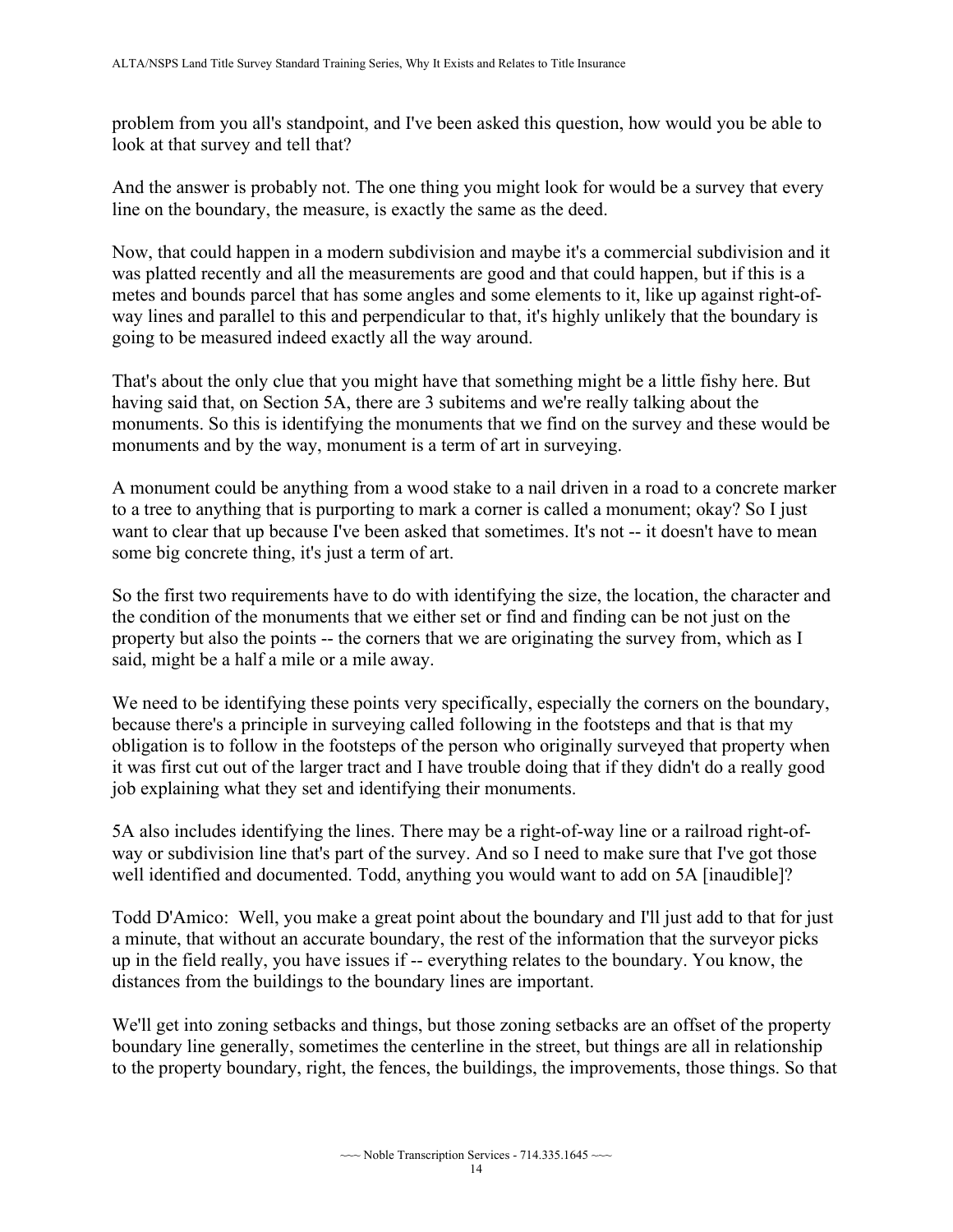problem from you all's standpoint, and I've been asked this question, how would you be able to look at that survey and tell that?

And the answer is probably not. The one thing you might look for would be a survey that every line on the boundary, the measure, is exactly the same as the deed.

Now, that could happen in a modern subdivision and maybe it's a commercial subdivision and it was platted recently and all the measurements are good and that could happen, but if this is a metes and bounds parcel that has some angles and some elements to it, like up against right-of-way lines and parallel to this and perpendicular to that, it's highly unlikely that the boundary is going to be measured indeed exactly all the way around.

That's about the only clue that you might have that something might be a little fishy here. But having said that, on Section 5A, there are 3 subitems and we're really talking about the monuments. So this is identifying the monuments that we find on the survey and these would be monuments and by the way, monument is a term of art in surveying.

A monument could be anything from a wood stake to a nail driven in a road to a concrete marker to a tree to anything that is purporting to mark a corner is called a monument; okay? So I just want to clear that up because I've been asked that sometimes. It's not -- it doesn't have to mean some big concrete thing, it's just a term of art.

So the first two requirements have to do with identifying the size, the location, the character and the condition of the monuments that we either set or find and finding can be not just on the property but also the points -- the corners that we are originating the survey from, which as I said, might be a half a mile or a mile away.

We need to be identifying these points very specifically, especially the corners on the boundary, because there's a principle in surveying called following in the footsteps and that is that my obligation is to follow in the footsteps of the person who originally surveyed that property when it was first cut out of the larger tract and I have trouble doing that if they didn't do a really good job explaining what they set and identifying their monuments.

5A also includes identifying the lines. There may be a right-of-way line or a railroad right-of-way or subdivision line that's part of the survey. And so I need to make sure that I've got those well identified and documented. Todd, anything you would want to add on 5A [inaudible]?

Todd D'Amico: Well, you make a great point about the boundary and I'll just add to that for just a minute, that without an accurate boundary, the rest of the information that the surveyor picks up in the field really, you have issues if -- everything relates to the boundary. You know, the distances from the buildings to the boundary lines are important.

We'll get into zoning setbacks and things, but those zoning setbacks are an offset of the property boundary line generally, sometimes the centerline in the street, but things are all in relationship to the property boundary, right, the fences, the buildings, the improvements, those things. So that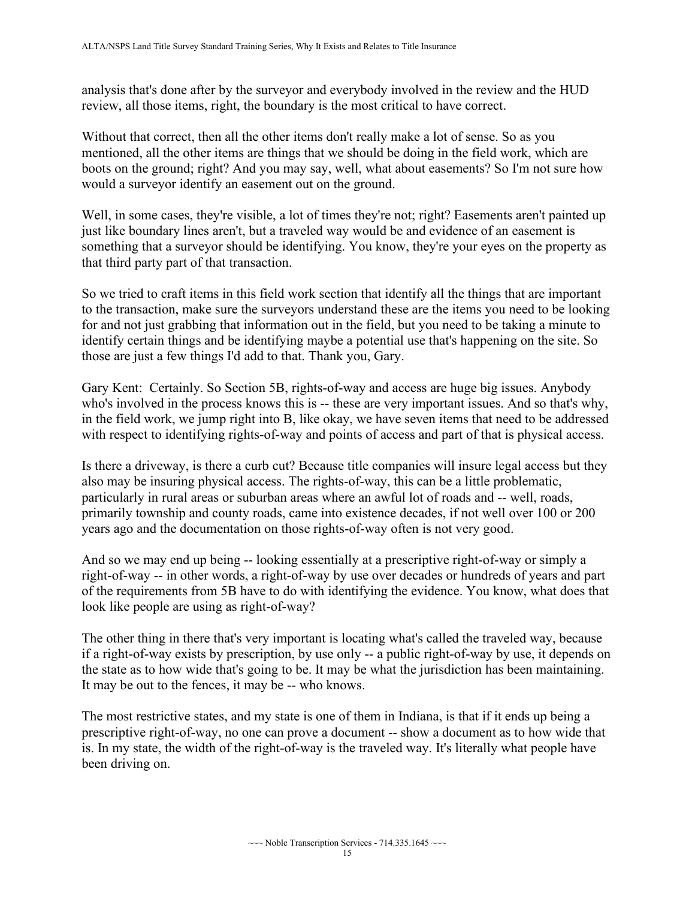analysis that's done after by the surveyor and everybody involved in the review and the HUD review, all those items, right, the boundary is the most critical to have correct.

Without that correct, then all the other items don't really make a lot of sense. So as you mentioned, all the other items are things that we should be doing in the field work, which are boots on the ground; right? And you may say, well, what about easements? So I'm not sure how would a surveyor identify an easement out on the ground.

Well, in some cases, they're visible, a lot of times they're not; right? Easements aren't painted up just like boundary lines aren't, but a traveled way would be and evidence of an easement is something that a surveyor should be identifying. You know, they're your eyes on the property as that third party part of that transaction.

So we tried to craft items in this field work section that identify all the things that are important to the transaction, make sure the surveyors understand these are the items you need to be looking for and not just grabbing that information out in the field, but you need to be taking a minute to identify certain things and be identifying maybe a potential use that's happening on the site. So those are just a few things I'd add to that. Thank you, Gary.

Gary Kent: Certainly. So Section 5B, rights-of-way and access are huge big issues. Anybody who's involved in the process knows this is -- these are very important issues. And so that's why, in the field work, we jump right into B, like okay, we have seven items that need to be addressed with respect to identifying rights-of-way and points of access and part of that is physical access.

Is there a driveway, is there a curb cut? Because title companies will insure legal access but they also may be insuring physical access. The rights-of-way, this can be a little problematic, particularly in rural areas or suburban areas where an awful lot of roads and -- well, roads, primarily township and county roads, came into existence decades, if not well over 100 or 200 years ago and the documentation on those rights-of-way often is not very good.

And so we may end up being -- looking essentially at a prescriptive right-of-way or simply a right-of-way -- in other words, a right-of-way by use over decades or hundreds of years and part of the requirements from 5B have to do with identifying the evidence. You know, what does that look like people are using as right-of-way?

The other thing in there that's very important is locating what's called the traveled way, because if a right-of-way exists by prescription, by use only -- a public right-of-way by use, it depends on the state as to how wide that's going to be. It may be what the jurisdiction has been maintaining. It may be out to the fences, it may be -- who knows.

The most restrictive states, and my state is one of them in Indiana, is that if it ends up being a prescriptive right-of-way, no one can prove a document -- show a document as to how wide that is. In my state, the width of the right-of-way is the traveled way. It's literally what people have been driving on.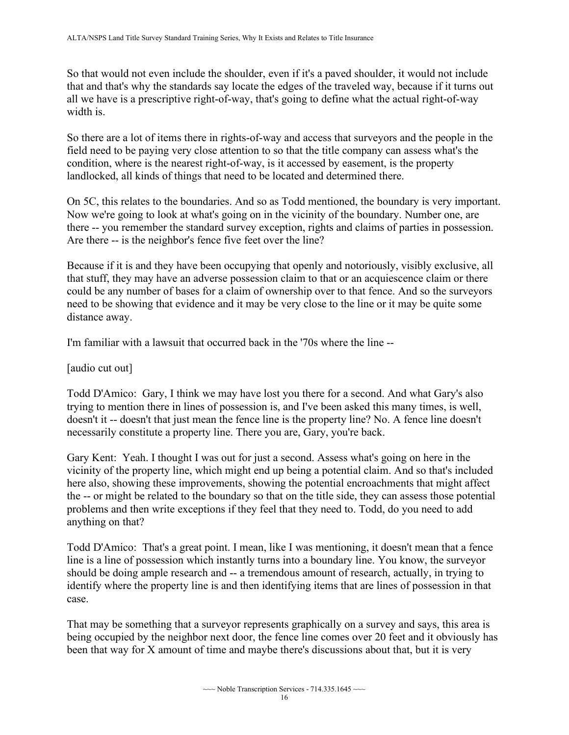So that would not even include the shoulder, even if it's a paved shoulder, it would not include that and that's why the standards say locate the edges of the traveled way, because if it turns out all we have is a prescriptive right-of-way, that's going to define what the actual right-of-way width is.

So there are a lot of items there in rights-of-way and access that surveyors and the people in the field need to be paying very close attention to so that the title company can assess what's the condition, where is the nearest right-of-way, is it accessed by easement, is the property landlocked, all kinds of things that need to be located and determined there.

On 5C, this relates to the boundaries. And so as Todd mentioned, the boundary is very important. Now we're going to look at what's going on in the vicinity of the boundary. Number one, are there -- you remember the standard survey exception, rights and claims of parties in possession. Are there -- is the neighbor's fence five feet over the line?

Because if it is and they have been occupying that openly and notoriously, visibly exclusive, all that stuff, they may have an adverse possession claim to that or an acquiescence claim or there could be any number of bases for a claim of ownership over to that fence. And so the surveyors need to be showing that evidence and it may be very close to the line or it may be quite some distance away.

I'm familiar with a lawsuit that occurred back in the '70s where the line --

[audio cut out]

Todd D'Amico: Gary, I think we may have lost you there for a second. And what Gary's also trying to mention there in lines of possession is, and I've been asked this many times, is well, doesn't it -- doesn't that just mean the fence line is the property line? No. A fence line doesn't necessarily constitute a property line. There you are, Gary, you're back.

Gary Kent: Yeah. I thought I was out for just a second. Assess what's going on here in the vicinity of the property line, which might end up being a potential claim. And so that's included here also, showing these improvements, showing the potential encroachments that might affect the -- or might be related to the boundary so that on the title side, they can assess those potential problems and then write exceptions if they feel that they need to. Todd, do you need to add anything on that?

Todd D'Amico: That's a great point. I mean, like I was mentioning, it doesn't mean that a fence line is a line of possession which instantly turns into a boundary line. You know, the surveyor should be doing ample research and -- a tremendous amount of research, actually, in trying to identify where the property line is and then identifying items that are lines of possession in that case.

That may be something that a surveyor represents graphically on a survey and says, this area is being occupied by the neighbor next door, the fence line comes over 20 feet and it obviously has been that way for X amount of time and maybe there's discussions about that, but it is very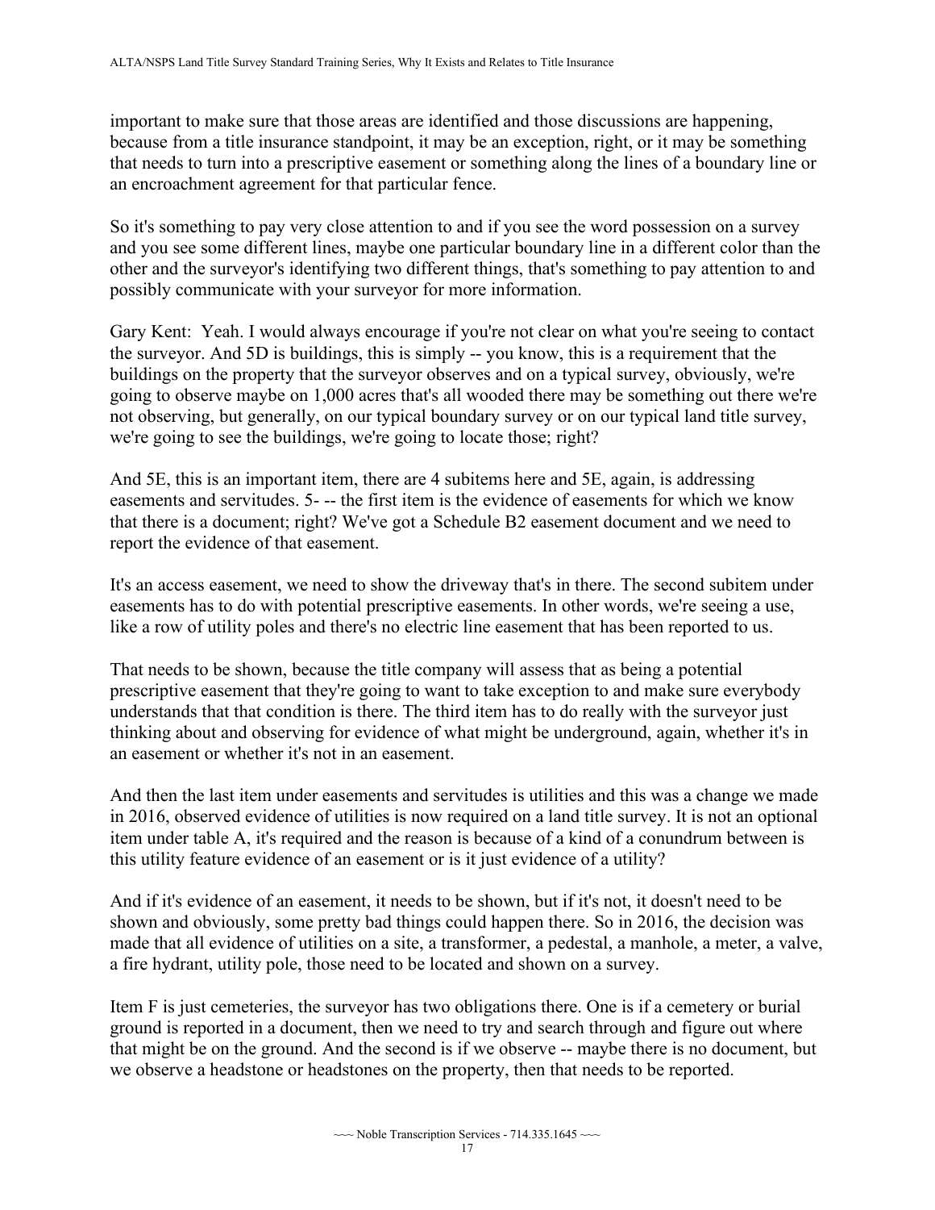important to make sure that those areas are identified and those discussions are happening, because from a title insurance standpoint, it may be an exception, right, or it may be something that needs to turn into a prescriptive easement or something along the lines of a boundary line or an encroachment agreement for that particular fence.

So it's something to pay very close attention to and if you see the word possession on a survey and you see some different lines, maybe one particular boundary line in a different color than the other and the surveyor's identifying two different things, that's something to pay attention to and possibly communicate with your surveyor for more information.

Gary Kent: Yeah. I would always encourage if you're not clear on what you're seeing to contact the surveyor. And 5D is buildings, this is simply -- you know, this is a requirement that the buildings on the property that the surveyor observes and on a typical survey, obviously, we're going to observe maybe on 1,000 acres that's all wooded there may be something out there we're not observing, but generally, on our typical boundary survey or on our typical land title survey, we're going to see the buildings, we're going to locate those; right?

And 5E, this is an important item, there are 4 subitems here and 5E, again, is addressing easements and servitudes. 5- -- the first item is the evidence of easements for which we know that there is a document; right? We've got a Schedule B2 easement document and we need to report the evidence of that easement.

It's an access easement, we need to show the driveway that's in there. The second subitem under easements has to do with potential prescriptive easements. In other words, we're seeing a use, like a row of utility poles and there's no electric line easement that has been reported to us.

That needs to be shown, because the title company will assess that as being a potential prescriptive easement that they're going to want to take exception to and make sure everybody understands that that condition is there. The third item has to do really with the surveyor just thinking about and observing for evidence of what might be underground, again, whether it's in an easement or whether it's not in an easement.

And then the last item under easements and servitudes is utilities and this was a change we made in 2016, observed evidence of utilities is now required on a land title survey. It is not an optional item under table A, it's required and the reason is because of a kind of a conundrum between is this utility feature evidence of an easement or is it just evidence of a utility?

And if it's evidence of an easement, it needs to be shown, but if it's not, it doesn't need to be shown and obviously, some pretty bad things could happen there. So in 2016, the decision was made that all evidence of utilities on a site, a transformer, a pedestal, a manhole, a meter, a valve, a fire hydrant, utility pole, those need to be located and shown on a survey.

Item F is just cemeteries, the surveyor has two obligations there. One is if a cemetery or burial ground is reported in a document, then we need to try and search through and figure out where that might be on the ground. And the second is if we observe -- maybe there is no document, but we observe a headstone or headstones on the property, then that needs to be reported.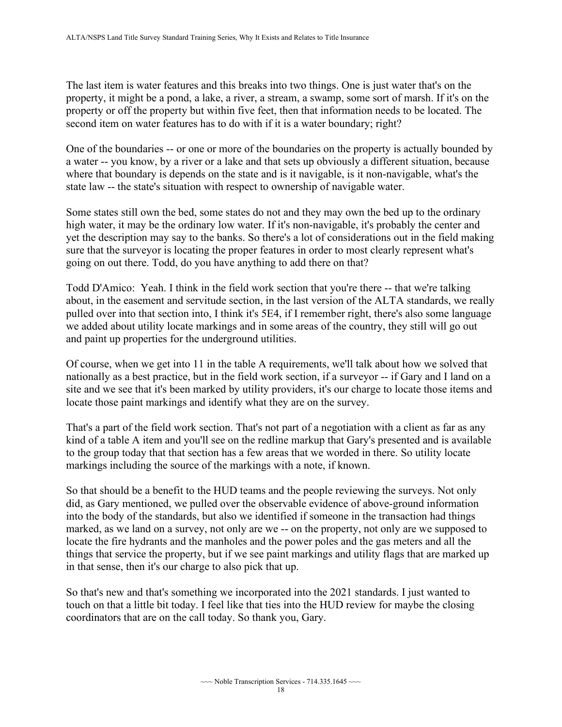The last item is water features and this breaks into two things. One is just water that's on the property, it might be a pond, a lake, a river, a stream, a swamp, some sort of marsh. If it's on the property or off the property but within five feet, then that information needs to be located. The second item on water features has to do with if it is a water boundary; right?

One of the boundaries -- or one or more of the boundaries on the property is actually bounded by a water -- you know, by a river or a lake and that sets up obviously a different situation, because where that boundary is depends on the state and is it navigable, is it non-navigable, what's the state law -- the state's situation with respect to ownership of navigable water.

Some states still own the bed, some states do not and they may own the bed up to the ordinary high water, it may be the ordinary low water. If it's non-navigable, it's probably the center and yet the description may say to the banks. So there's a lot of considerations out in the field making sure that the surveyor is locating the proper features in order to most clearly represent what's going on out there. Todd, do you have anything to add there on that?

Todd D'Amico: Yeah. I think in the field work section that you're there -- that we're talking about, in the easement and servitude section, in the last version of the ALTA standards, we really pulled over into that section into, I think it's 5E4, if I remember right, there's also some language we added about utility locate markings and in some areas of the country, they still will go out and paint up properties for the underground utilities.

Of course, when we get into 11 in the table A requirements, we'll talk about how we solved that nationally as a best practice, but in the field work section, if a surveyor -- if Gary and I land on a site and we see that it's been marked by utility providers, it's our charge to locate those items and locate those paint markings and identify what they are on the survey.

That's a part of the field work section. That's not part of a negotiation with a client as far as any kind of a table A item and you'll see on the redline markup that Gary's presented and is available to the group today that that section has a few areas that we worded in there. So utility locate markings including the source of the markings with a note, if known.

So that should be a benefit to the HUD teams and the people reviewing the surveys. Not only did, as Gary mentioned, we pulled over the observable evidence of above-ground information into the body of the standards, but also we identified if someone in the transaction had things marked, as we land on a survey, not only are we -- on the property, not only are we supposed to locate the fire hydrants and the manholes and the power poles and the gas meters and all the things that service the property, but if we see paint markings and utility flags that are marked up in that sense, then it's our charge to also pick that up.

So that's new and that's something we incorporated into the 2021 standards. I just wanted to touch on that a little bit today. I feel like that ties into the HUD review for maybe the closing coordinators that are on the call today. So thank you, Gary.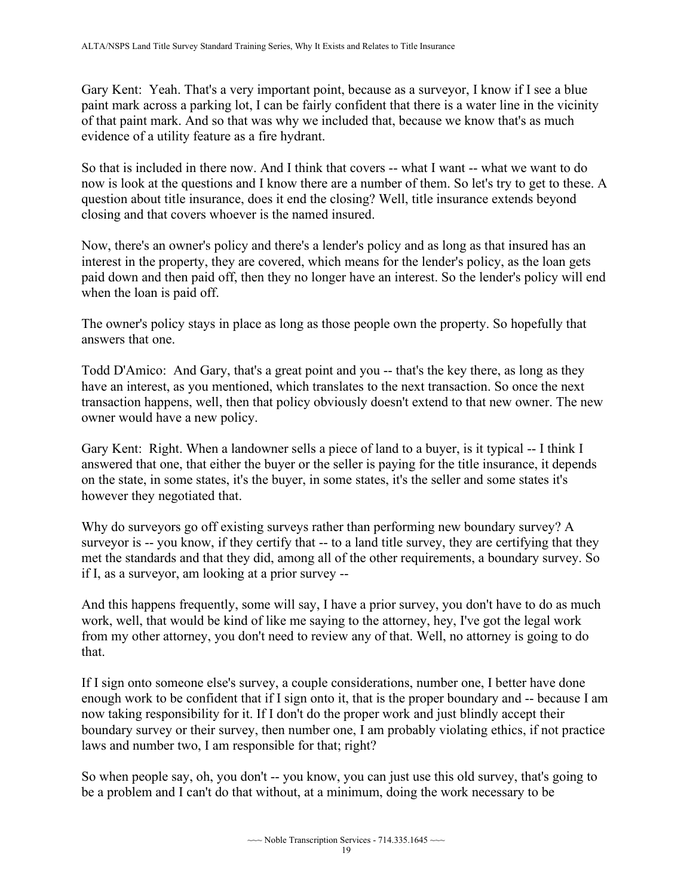Gary Kent: Yeah. That's a very important point, because as a surveyor, I know if I see a blue paint mark across a parking lot, I can be fairly confident that there is a water line in the vicinity of that paint mark. And so that was why we included that, because we know that's as much evidence of a utility feature as a fire hydrant.

So that is included in there now. And I think that covers -- what I want -- what we want to do now is look at the questions and I know there are a number of them. So let's try to get to these. A question about title insurance, does it end the closing? Well, title insurance extends beyond closing and that covers whoever is the named insured.

Now, there's an owner's policy and there's a lender's policy and as long as that insured has an interest in the property, they are covered, which means for the lender's policy, as the loan gets paid down and then paid off, then they no longer have an interest. So the lender's policy will end when the loan is paid off.

The owner's policy stays in place as long as those people own the property. So hopefully that answers that one.

Todd D'Amico: And Gary, that's a great point and you -- that's the key there, as long as they have an interest, as you mentioned, which translates to the next transaction. So once the next transaction happens, well, then that policy obviously doesn't extend to that new owner. The new owner would have a new policy.

Gary Kent: Right. When a landowner sells a piece of land to a buyer, is it typical -- I think I answered that one, that either the buyer or the seller is paying for the title insurance, it depends on the state, in some states, it's the buyer, in some states, it's the seller and some states it's however they negotiated that.

Why do surveyors go off existing surveys rather than performing new boundary survey? A surveyor is -- you know, if they certify that -- to a land title survey, they are certifying that they met the standards and that they did, among all of the other requirements, a boundary survey. So if I, as a surveyor, am looking at a prior survey --

And this happens frequently, some will say, I have a prior survey, you don't have to do as much work, well, that would be kind of like me saying to the attorney, hey, I've got the legal work from my other attorney, you don't need to review any of that. Well, no attorney is going to do that.

If I sign onto someone else's survey, a couple considerations, number one, I better have done enough work to be confident that if I sign onto it, that is the proper boundary and -- because I am now taking responsibility for it. If I don't do the proper work and just blindly accept their boundary survey or their survey, then number one, I am probably violating ethics, if not practice laws and number two, I am responsible for that; right?

So when people say, oh, you don't -- you know, you can just use this old survey, that's going to be a problem and I can't do that without, at a minimum, doing the work necessary to be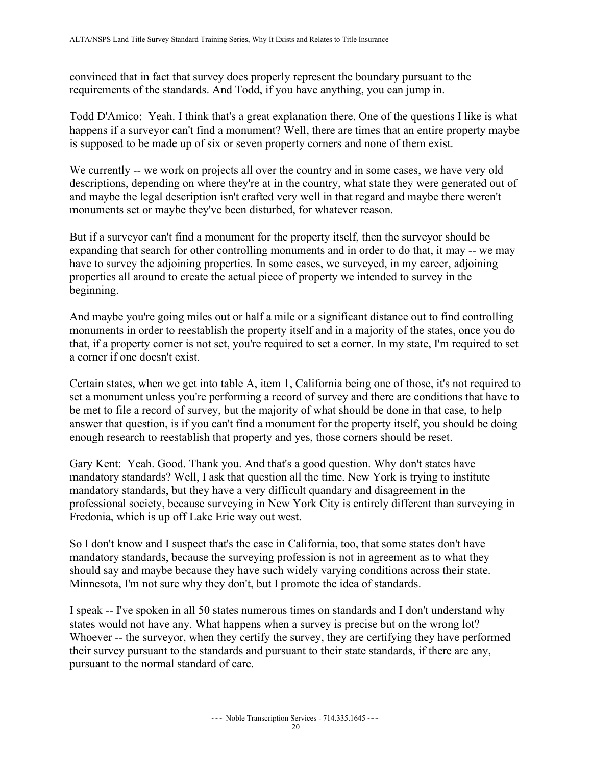convinced that in fact that survey does properly represent the boundary pursuant to the requirements of the standards. And Todd, if you have anything, you can jump in.

Todd D'Amico: Yeah. I think that's a great explanation there. One of the questions I like is what happens if a surveyor can't find a monument? Well, there are times that an entire property maybe is supposed to be made up of six or seven property corners and none of them exist.

We currently -- we work on projects all over the country and in some cases, we have very old descriptions, depending on where they're at in the country, what state they were generated out of and maybe the legal description isn't crafted very well in that regard and maybe there weren't monuments set or maybe they've been disturbed, for whatever reason.

But if a surveyor can't find a monument for the property itself, then the surveyor should be expanding that search for other controlling monuments and in order to do that, it may -- we may have to survey the adjoining properties. In some cases, we surveyed, in my career, adjoining properties all around to create the actual piece of property we intended to survey in the beginning.

And maybe you're going miles out or half a mile or a significant distance out to find controlling monuments in order to reestablish the property itself and in a majority of the states, once you do that, if a property corner is not set, you're required to set a corner. In my state, I'm required to set a corner if one doesn't exist.

Certain states, when we get into table A, item 1, California being one of those, it's not required to set a monument unless you're performing a record of survey and there are conditions that have to be met to file a record of survey, but the majority of what should be done in that case, to help answer that question, is if you can't find a monument for the property itself, you should be doing enough research to reestablish that property and yes, those corners should be reset.

Gary Kent: Yeah. Good. Thank you. And that's a good question. Why don't states have mandatory standards? Well, I ask that question all the time. New York is trying to institute mandatory standards, but they have a very difficult quandary and disagreement in the professional society, because surveying in New York City is entirely different than surveying in Fredonia, which is up off Lake Erie way out west.

So I don't know and I suspect that's the case in California, too, that some states don't have mandatory standards, because the surveying profession is not in agreement as to what they should say and maybe because they have such widely varying conditions across their state. Minnesota, I'm not sure why they don't, but I promote the idea of standards.

I speak -- I've spoken in all 50 states numerous times on standards and I don't understand why states would not have any. What happens when a survey is precise but on the wrong lot? Whoever -- the surveyor, when they certify the survey, they are certifying they have performed their survey pursuant to the standards and pursuant to their state standards, if there are any, pursuant to the normal standard of care.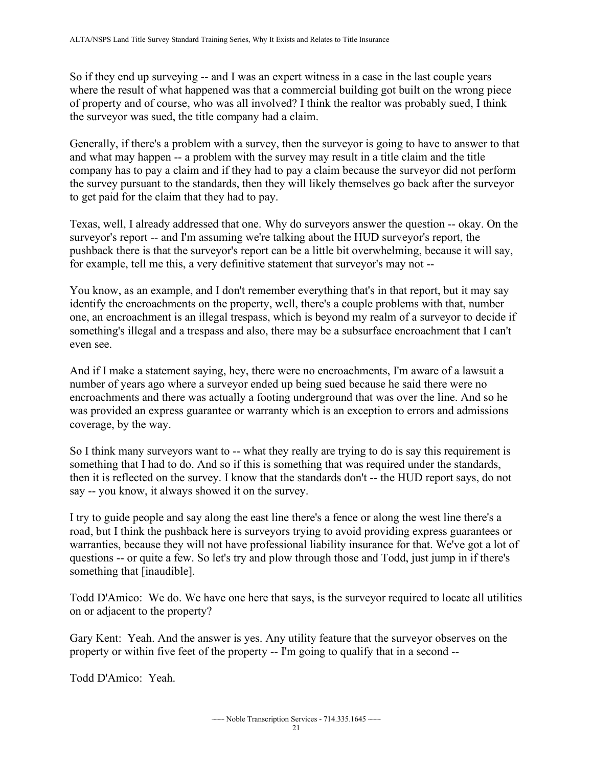So if they end up surveying -- and I was an expert witness in a case in the last couple years where the result of what happened was that a commercial building got built on the wrong piece of property and of course, who was all involved? I think the realtor was probably sued, I think the surveyor was sued, the title company had a claim.

Generally, if there's a problem with a survey, then the surveyor is going to have to answer to that and what may happen -- a problem with the survey may result in a title claim and the title company has to pay a claim and if they had to pay a claim because the surveyor did not perform the survey pursuant to the standards, then they will likely themselves go back after the surveyor to get paid for the claim that they had to pay.

Texas, well, I already addressed that one. Why do surveyors answer the question -- okay. On the surveyor's report -- and I'm assuming we're talking about the HUD surveyor's report, the pushback there is that the surveyor's report can be a little bit overwhelming, because it will say, for example, tell me this, a very definitive statement that surveyor's may not --

You know, as an example, and I don't remember everything that's in that report, but it may say identify the encroachments on the property, well, there's a couple problems with that, number one, an encroachment is an illegal trespass, which is beyond my realm of a surveyor to decide if something's illegal and a trespass and also, there may be a subsurface encroachment that I can't even see.

And if I make a statement saying, hey, there were no encroachments, I'm aware of a lawsuit a number of years ago where a surveyor ended up being sued because he said there were no encroachments and there was actually a footing underground that was over the line. And so he was provided an express guarantee or warranty which is an exception to errors and admissions coverage, by the way.

So I think many surveyors want to -- what they really are trying to do is say this requirement is something that I had to do. And so if this is something that was required under the standards, then it is reflected on the survey. I know that the standards don't -- the HUD report says, do not say -- you know, it always showed it on the survey.

I try to guide people and say along the east line there's a fence or along the west line there's a road, but I think the pushback here is surveyors trying to avoid providing express guarantees or warranties, because they will not have professional liability insurance for that. We've got a lot of questions -- or quite a few. So let's try and plow through those and Todd, just jump in if there's something that [inaudible].

Todd D'Amico: We do. We have one here that says, is the surveyor required to locate all utilities on or adjacent to the property?

Gary Kent: Yeah. And the answer is yes. Any utility feature that the surveyor observes on the property or within five feet of the property -- I'm going to qualify that in a second --

Todd D'Amico: Yeah.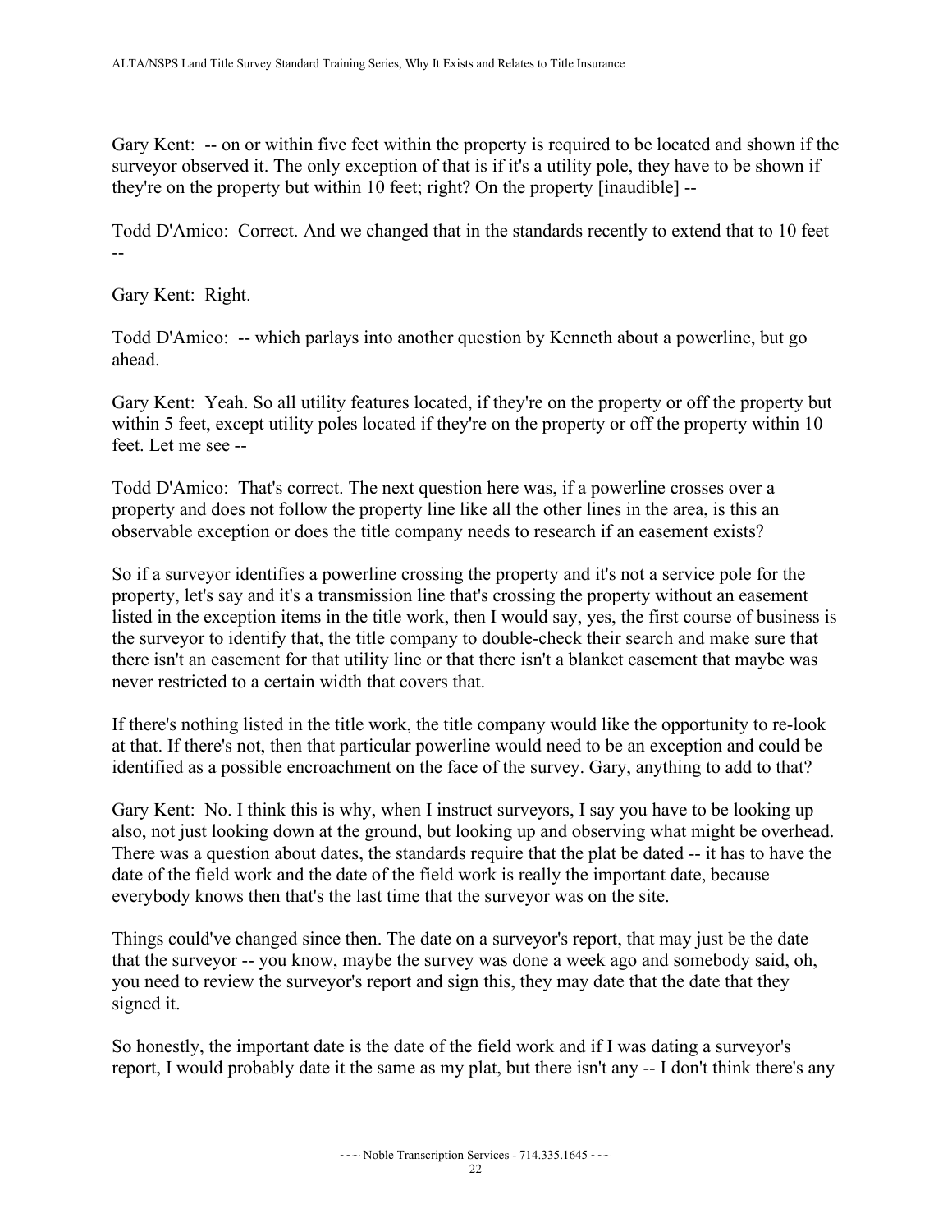Gary Kent: -- on or within five feet within the property is required to be located and shown if the surveyor observed it. The only exception of that is if it's a utility pole, they have to be shown if they're on the property but within 10 feet; right? On the property [inaudible] --

Todd D'Amico: Correct. And we changed that in the standards recently to extend that to 10 feet --

Gary Kent: Right.

Todd D'Amico: -- which parlays into another question by Kenneth about a powerline, but go ahead.

Gary Kent: Yeah. So all utility features located, if they're on the property or off the property but within 5 feet, except utility poles located if they're on the property or off the property within 10 feet. Let me see --

Todd D'Amico: That's correct. The next question here was, if a powerline crosses over a property and does not follow the property line like all the other lines in the area, is this an observable exception or does the title company needs to research if an easement exists?

So if a surveyor identifies a powerline crossing the property and it's not a service pole for the property, let's say and it's a transmission line that's crossing the property without an easement listed in the exception items in the title work, then I would say, yes, the first course of business is the surveyor to identify that, the title company to double-check their search and make sure that there isn't an easement for that utility line or that there isn't a blanket easement that maybe was never restricted to a certain width that covers that.

If there's nothing listed in the title work, the title company would like the opportunity to re-look at that. If there's not, then that particular powerline would need to be an exception and could be identified as a possible encroachment on the face of the survey. Gary, anything to add to that?

Gary Kent: No. I think this is why, when I instruct surveyors, I say you have to be looking up also, not just looking down at the ground, but looking up and observing what might be overhead. There was a question about dates, the standards require that the plat be dated -- it has to have the date of the field work and the date of the field work is really the important date, because everybody knows then that's the last time that the surveyor was on the site.

Things could've changed since then. The date on a surveyor's report, that may just be the date that the surveyor -- you know, maybe the survey was done a week ago and somebody said, oh, you need to review the surveyor's report and sign this, they may date that the date that they signed it.

So honestly, the important date is the date of the field work and if I was dating a surveyor's report, I would probably date it the same as my plat, but there isn't any -- I don't think there's any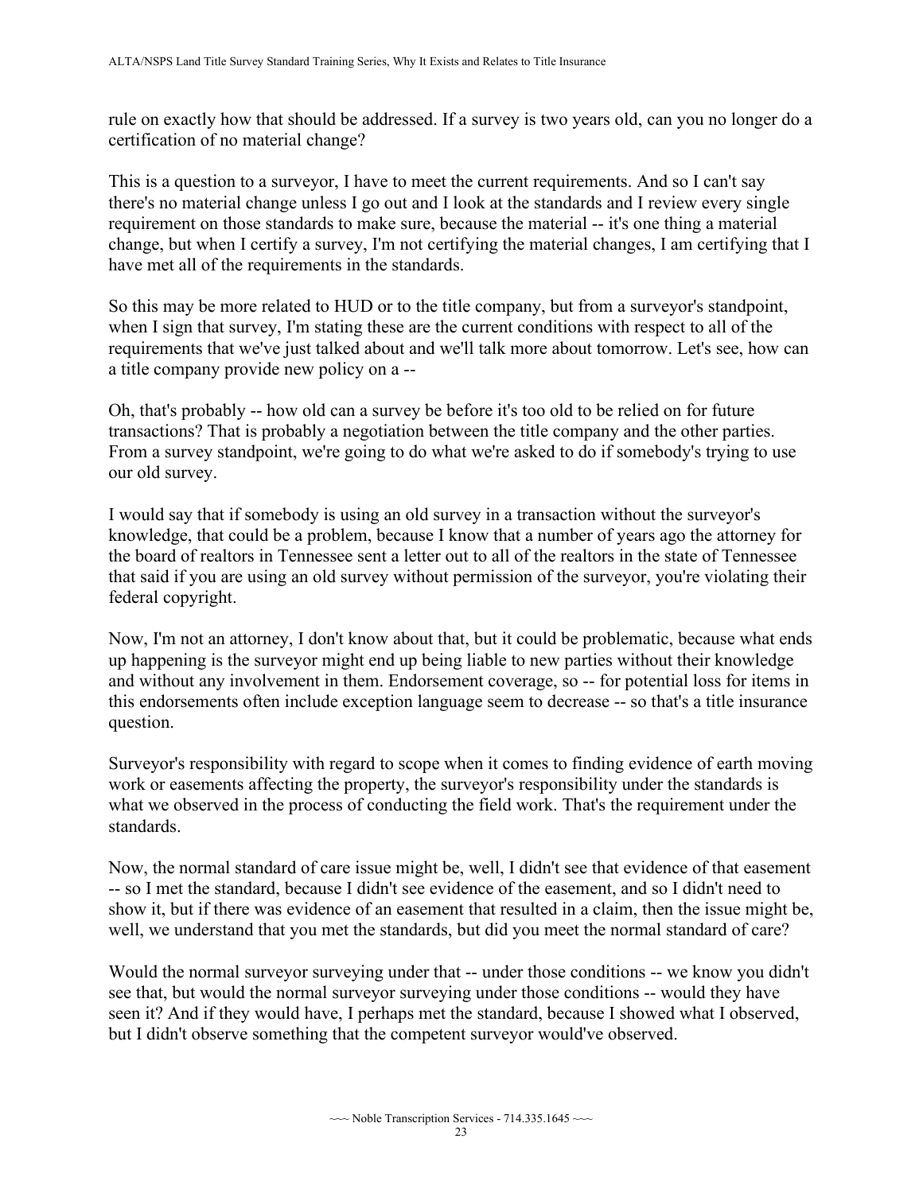rule on exactly how that should be addressed. If a survey is two years old, can you no longer do a certification of no material change?

This is a question to a surveyor, I have to meet the current requirements. And so I can't say there's no material change unless I go out and I look at the standards and I review every single requirement on those standards to make sure, because the material -- it's one thing a material change, but when I certify a survey, I'm not certifying the material changes, I am certifying that I have met all of the requirements in the standards.

So this may be more related to HUD or to the title company, but from a surveyor's standpoint, when I sign that survey, I'm stating these are the current conditions with respect to all of the requirements that we've just talked about and we'll talk more about tomorrow. Let's see, how can a title company provide new policy on a --

Oh, that's probably -- how old can a survey be before it's too old to be relied on for future transactions? That is probably a negotiation between the title company and the other parties. From a survey standpoint, we're going to do what we're asked to do if somebody's trying to use our old survey.

I would say that if somebody is using an old survey in a transaction without the surveyor's knowledge, that could be a problem, because I know that a number of years ago the attorney for the board of realtors in Tennessee sent a letter out to all of the realtors in the state of Tennessee that said if you are using an old survey without permission of the surveyor, you're violating their federal copyright.

Now, I'm not an attorney, I don't know about that, but it could be problematic, because what ends up happening is the surveyor might end up being liable to new parties without their knowledge and without any involvement in them. Endorsement coverage, so -- for potential loss for items in this endorsements often include exception language seem to decrease -- so that's a title insurance question.

Surveyor's responsibility with regard to scope when it comes to finding evidence of earth moving work or easements affecting the property, the surveyor's responsibility under the standards is what we observed in the process of conducting the field work. That's the requirement under the standards.

Now, the normal standard of care issue might be, well, I didn't see that evidence of that easement -- so I met the standard, because I didn't see evidence of the easement, and so I didn't need to show it, but if there was evidence of an easement that resulted in a claim, then the issue might be, well, we understand that you met the standards, but did you meet the normal standard of care?

Would the normal surveyor surveying under that -- under those conditions -- we know you didn't see that, but would the normal surveyor surveying under those conditions -- would they have seen it? And if they would have, I perhaps met the standard, because I showed what I observed, but I didn't observe something that the competent surveyor would've observed.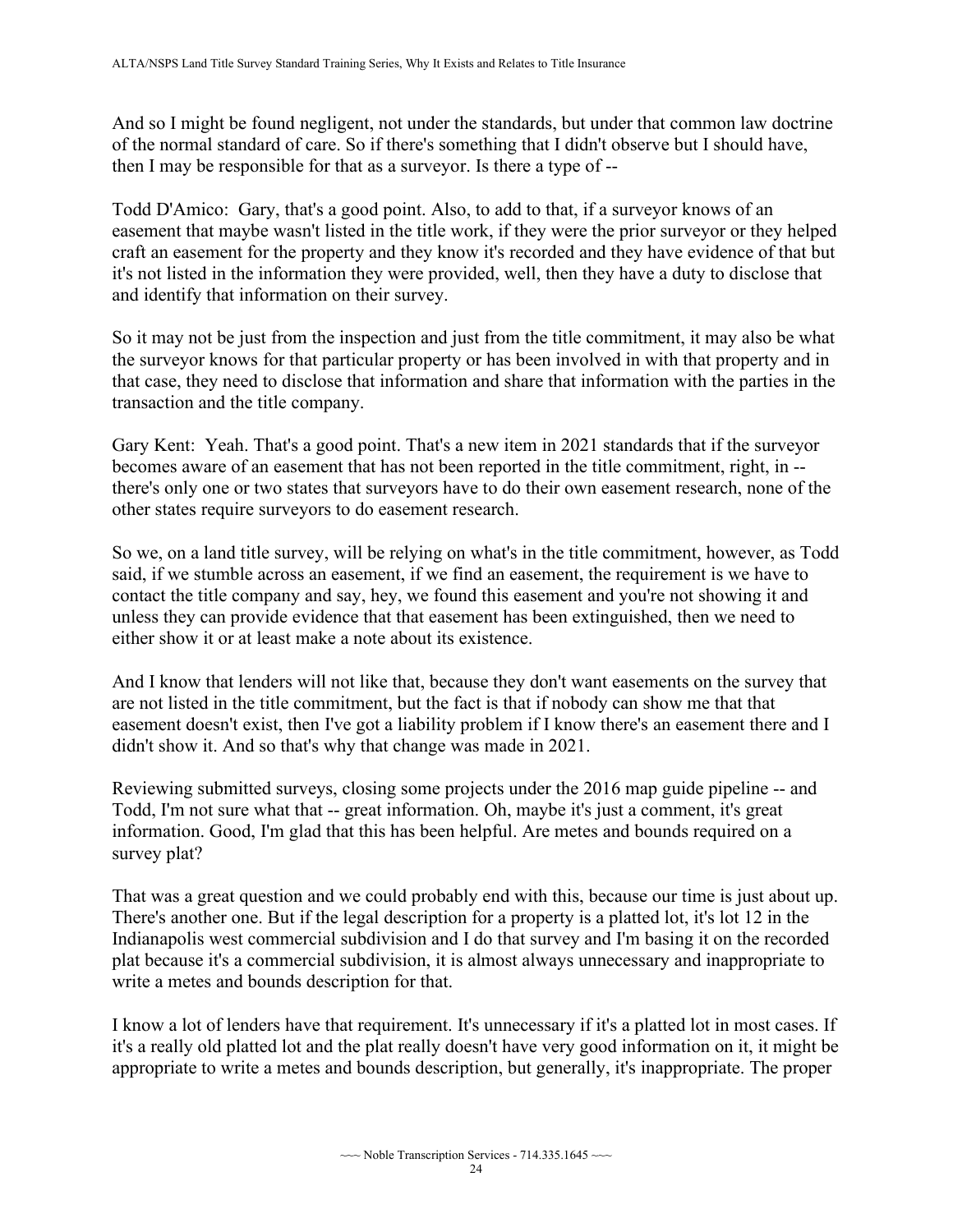And so I might be found negligent, not under the standards, but under that common law doctrine of the normal standard of care. So if there's something that I didn't observe but I should have, then I may be responsible for that as a surveyor. Is there a type of --

Todd D'Amico: Gary, that's a good point. Also, to add to that, if a surveyor knows of an easement that maybe wasn't listed in the title work, if they were the prior surveyor or they helped craft an easement for the property and they know it's recorded and they have evidence of that but it's not listed in the information they were provided, well, then they have a duty to disclose that and identify that information on their survey.

So it may not be just from the inspection and just from the title commitment, it may also be what the surveyor knows for that particular property or has been involved in with that property and in that case, they need to disclose that information and share that information with the parties in the transaction and the title company.

Gary Kent: Yeah. That's a good point. That's a new item in 2021 standards that if the surveyor becomes aware of an easement that has not been reported in the title commitment, right, in -- there's only one or two states that surveyors have to do their own easement research, none of the other states require surveyors to do easement research.

So we, on a land title survey, will be relying on what's in the title commitment, however, as Todd said, if we stumble across an easement, if we find an easement, the requirement is we have to contact the title company and say, hey, we found this easement and you're not showing it and unless they can provide evidence that that easement has been extinguished, then we need to either show it or at least make a note about its existence.

And I know that lenders will not like that, because they don't want easements on the survey that are not listed in the title commitment, but the fact is that if nobody can show me that that easement doesn't exist, then I've got a liability problem if I know there's an easement there and I didn't show it. And so that's why that change was made in 2021.

Reviewing submitted surveys, closing some projects under the 2016 map guide pipeline -- and Todd, I'm not sure what that -- great information. Oh, maybe it's just a comment, it's great information. Good, I'm glad that this has been helpful. Are metes and bounds required on a survey plat?

That was a great question and we could probably end with this, because our time is just about up. There's another one. But if the legal description for a property is a platted lot, it's lot 12 in the Indianapolis west commercial subdivision and I do that survey and I'm basing it on the recorded plat because it's a commercial subdivision, it is almost always unnecessary and inappropriate to write a metes and bounds description for that.

I know a lot of lenders have that requirement. It's unnecessary if it's a platted lot in most cases. If it's a really old platted lot and the plat really doesn't have very good information on it, it might be appropriate to write a metes and bounds description, but generally, it's inappropriate. The proper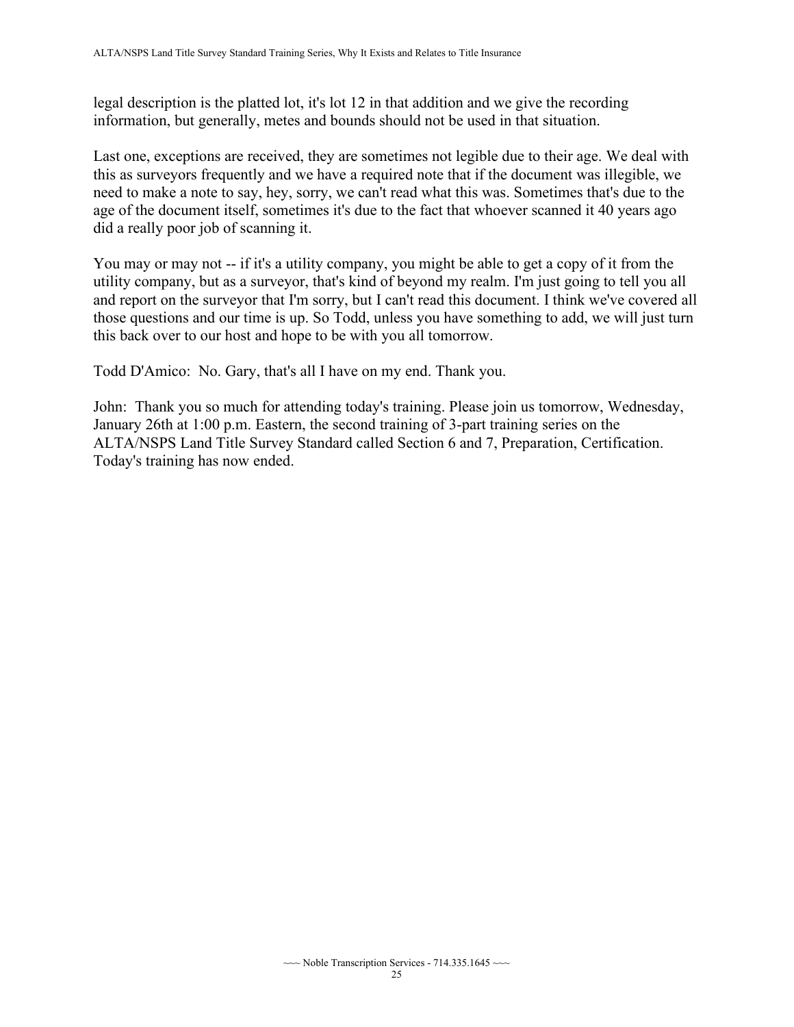legal description is the platted lot, it's lot 12 in that addition and we give the recording information, but generally, metes and bounds should not be used in that situation.

Last one, exceptions are received, they are sometimes not legible due to their age. We deal with this as surveyors frequently and we have a required note that if the document was illegible, we need to make a note to say, hey, sorry, we can't read what this was. Sometimes that's due to the age of the document itself, sometimes it's due to the fact that whoever scanned it 40 years ago did a really poor job of scanning it.

You may or may not -- if it's a utility company, you might be able to get a copy of it from the utility company, but as a surveyor, that's kind of beyond my realm. I'm just going to tell you all and report on the surveyor that I'm sorry, but I can't read this document. I think we've covered all those questions and our time is up. So Todd, unless you have something to add, we will just turn this back over to our host and hope to be with you all tomorrow.

Todd D'Amico: No. Gary, that's all I have on my end. Thank you.

John: Thank you so much for attending today's training. Please join us tomorrow, Wednesday, January 26th at 1:00 p.m. Eastern, the second training of 3-part training series on the ALTA/NSPS Land Title Survey Standard called Section 6 and 7, Preparation, Certification. Today's training has now ended.